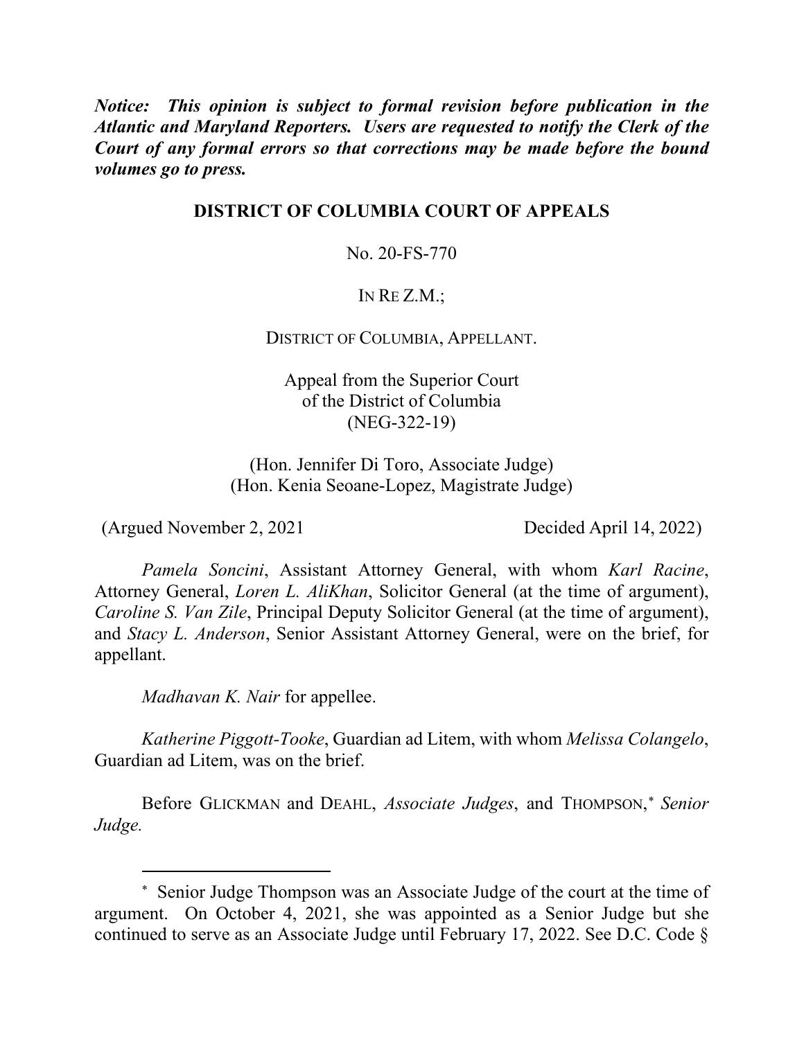***Notice: This opinion is subject to formal revision before publication in the Atlantic and Maryland Reporters. Users are requested to notify the Clerk of the Court of any formal errors so that corrections may be made before the bound volumes go to press.***

**DISTRICT OF COLUMBIA COURT OF APPEALS**

No. 20-FS-770

IN RE Z.M.;

DISTRICT OF COLUMBIA, APPELLANT.

Appeal from the Superior Court
of the District of Columbia
(NEG-322-19)

(Hon. Jennifer Di Toro, Associate Judge)
(Hon. Kenia Seoane-Lopez, Magistrate Judge)

(Argued November 2, 2021 Decided April 14, 2022)

*Pamela Soncini*, Assistant Attorney General, with whom *Karl Racine*, Attorney General, *Loren L. AliKhan*, Solicitor General (at the time of argument), *Caroline S. Van Zile*, Principal Deputy Solicitor General (at the time of argument), and *Stacy L. Anderson*, Senior Assistant Attorney General, were on the brief, for appellant.

*Madhavan K. Nair* for appellee.

*Katherine Piggott-Tooke*, Guardian ad Litem, with whom *Melissa Colangelo*, Guardian ad Litem, was on the brief.

Before GLICKMAN and DEAHL, *Associate Judges*, and THOMPSON,[*] *Senior Judge.*

[*] Senior Judge Thompson was an Associate Judge of the court at the time of argument. On October 4, 2021, she was appointed as a Senior Judge but she continued to serve as an Associate Judge until February 17, 2022. See D.C. Code §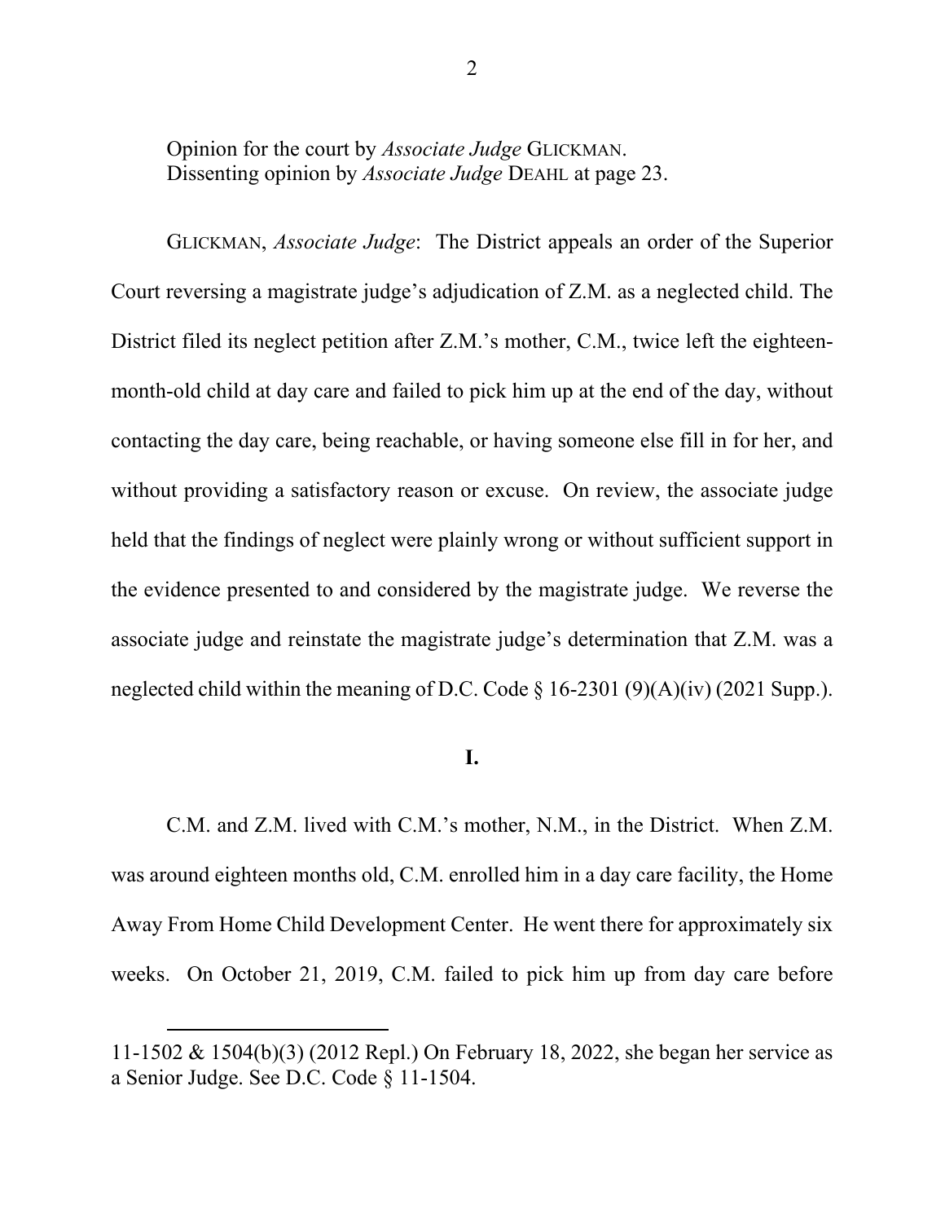Opinion for the court by *Associate Judge* GLICKMAN.
Dissenting opinion by *Associate Judge* DEAHL at page 23.

GLICKMAN, *Associate Judge*: The District appeals an order of the Superior Court reversing a magistrate judge's adjudication of Z.M. as a neglected child. The District filed its neglect petition after Z.M.'s mother, C.M., twice left the eighteen-month-old child at day care and failed to pick him up at the end of the day, without contacting the day care, being reachable, or having someone else fill in for her, and without providing a satisfactory reason or excuse. On review, the associate judge held that the findings of neglect were plainly wrong or without sufficient support in the evidence presented to and considered by the magistrate judge. We reverse the associate judge and reinstate the magistrate judge's determination that Z.M. was a neglected child within the meaning of D.C. Code § 16-2301 (9)(A)(iv) (2021 Supp.).

## I.

C.M. and Z.M. lived with C.M.'s mother, N.M., in the District. When Z.M. was around eighteen months old, C.M. enrolled him in a day care facility, the Home Away From Home Child Development Center. He went there for approximately six weeks. On October 21, 2019, C.M. failed to pick him up from day care before

---

11-1502 & 1504(b)(3) (2012 Repl.) On February 18, 2022, she began her service as a Senior Judge. See D.C. Code § 11-1504.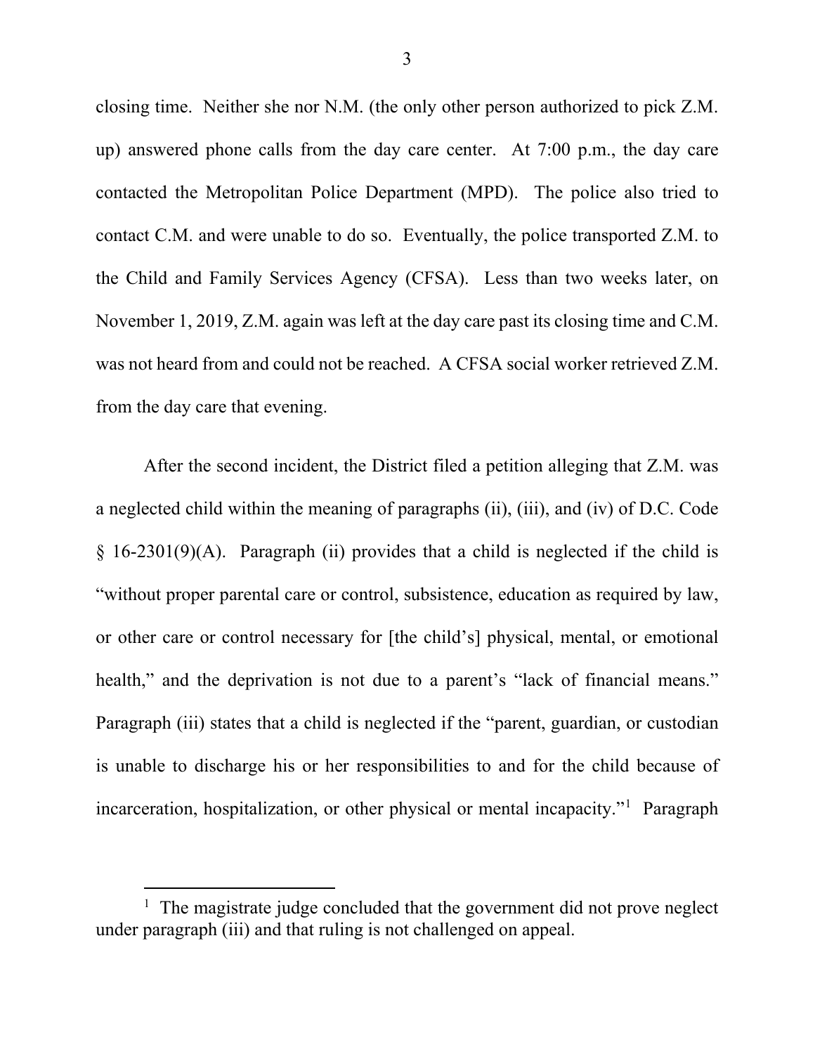closing time. Neither she nor N.M. (the only other person authorized to pick Z.M. up) answered phone calls from the day care center. At 7:00 p.m., the day care contacted the Metropolitan Police Department (MPD). The police also tried to contact C.M. and were unable to do so. Eventually, the police transported Z.M. to the Child and Family Services Agency (CFSA). Less than two weeks later, on November 1, 2019, Z.M. again was left at the day care past its closing time and C.M. was not heard from and could not be reached. A CFSA social worker retrieved Z.M. from the day care that evening.

After the second incident, the District filed a petition alleging that Z.M. was a neglected child within the meaning of paragraphs (ii), (iii), and (iv) of D.C. Code § 16-2301(9)(A). Paragraph (ii) provides that a child is neglected if the child is "without proper parental care or control, subsistence, education as required by law, or other care or control necessary for [the child's] physical, mental, or emotional health," and the deprivation is not due to a parent's "lack of financial means." Paragraph (iii) states that a child is neglected if the "parent, guardian, or custodian is unable to discharge his or her responsibilities to and for the child because of incarceration, hospitalization, or other physical or mental incapacity."[1] Paragraph

[1] The magistrate judge concluded that the government did not prove neglect under paragraph (iii) and that ruling is not challenged on appeal.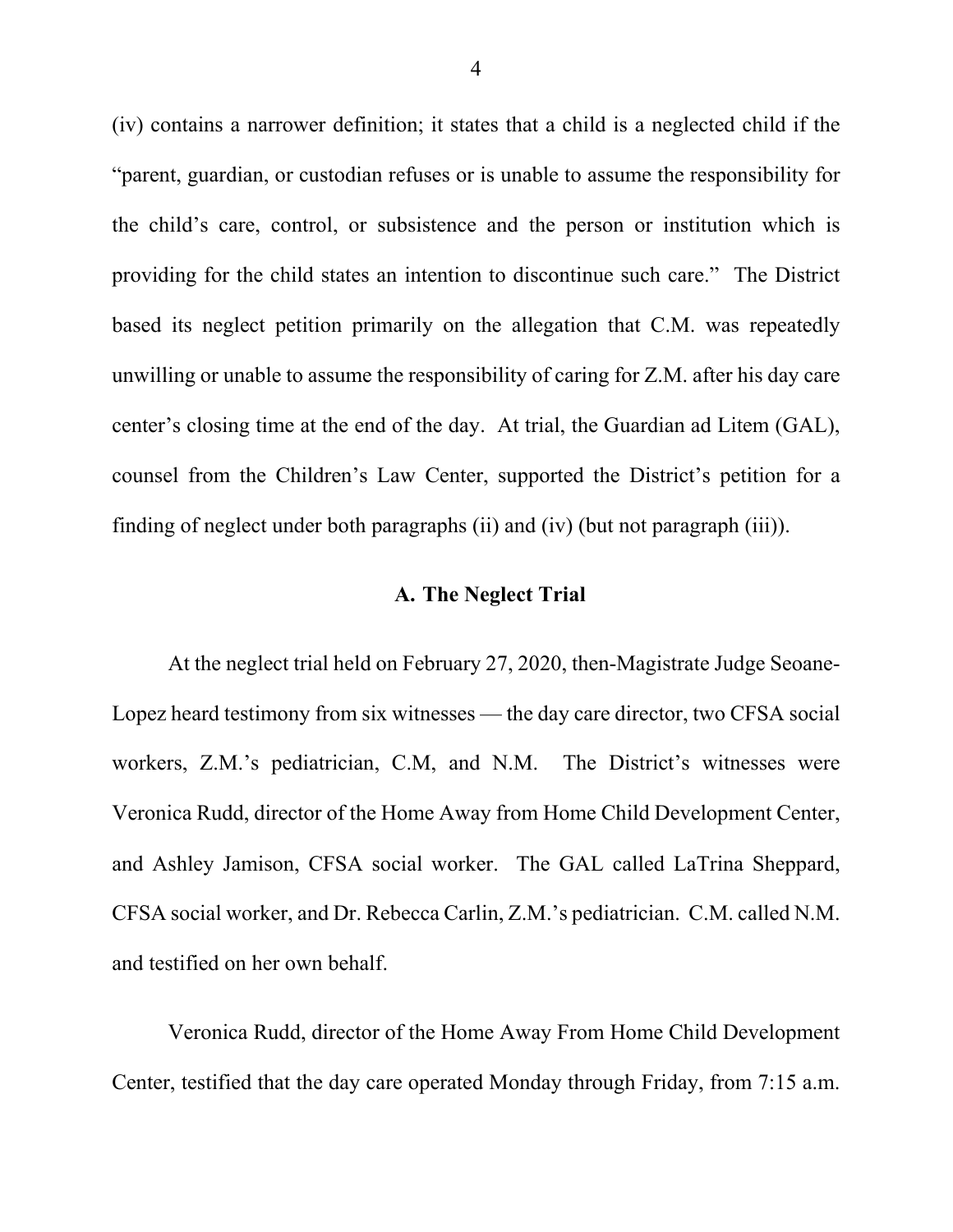(iv) contains a narrower definition; it states that a child is a neglected child if the "parent, guardian, or custodian refuses or is unable to assume the responsibility for the child's care, control, or subsistence and the person or institution which is providing for the child states an intention to discontinue such care." The District based its neglect petition primarily on the allegation that C.M. was repeatedly unwilling or unable to assume the responsibility of caring for Z.M. after his day care center's closing time at the end of the day. At trial, the Guardian ad Litem (GAL), counsel from the Children's Law Center, supported the District's petition for a finding of neglect under both paragraphs (ii) and (iv) (but not paragraph (iii)).

### A. The Neglect Trial

At the neglect trial held on February 27, 2020, then-Magistrate Judge Seoane-Lopez heard testimony from six witnesses — the day care director, two CFSA social workers, Z.M.'s pediatrician, C.M, and N.M. The District's witnesses were Veronica Rudd, director of the Home Away from Home Child Development Center, and Ashley Jamison, CFSA social worker. The GAL called LaTrina Sheppard, CFSA social worker, and Dr. Rebecca Carlin, Z.M.'s pediatrician. C.M. called N.M. and testified on her own behalf.

Veronica Rudd, director of the Home Away From Home Child Development Center, testified that the day care operated Monday through Friday, from 7:15 a.m.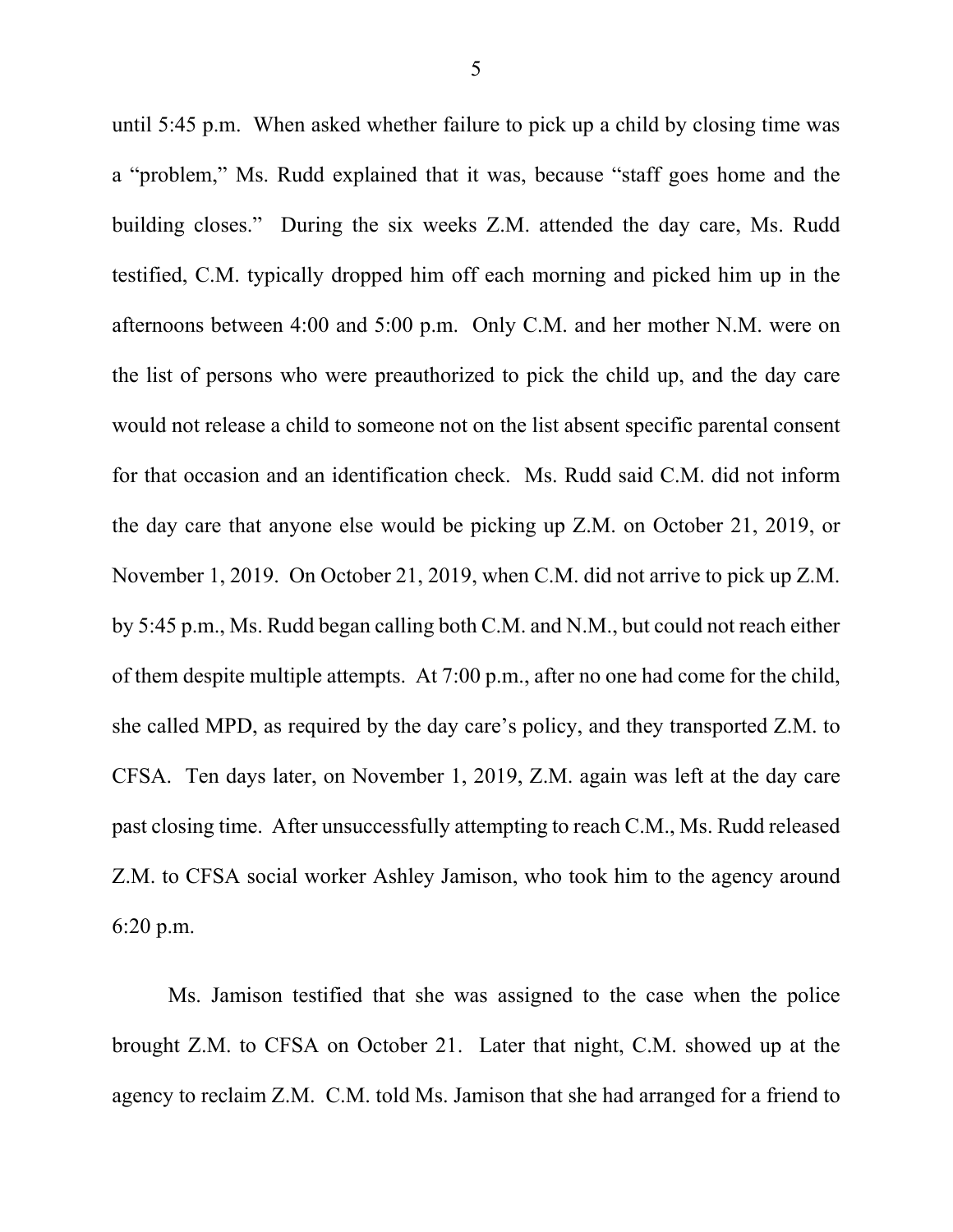until 5:45 p.m. When asked whether failure to pick up a child by closing time was a "problem," Ms. Rudd explained that it was, because "staff goes home and the building closes." During the six weeks Z.M. attended the day care, Ms. Rudd testified, C.M. typically dropped him off each morning and picked him up in the afternoons between 4:00 and 5:00 p.m. Only C.M. and her mother N.M. were on the list of persons who were preauthorized to pick the child up, and the day care would not release a child to someone not on the list absent specific parental consent for that occasion and an identification check. Ms. Rudd said C.M. did not inform the day care that anyone else would be picking up Z.M. on October 21, 2019, or November 1, 2019. On October 21, 2019, when C.M. did not arrive to pick up Z.M. by 5:45 p.m., Ms. Rudd began calling both C.M. and N.M., but could not reach either of them despite multiple attempts. At 7:00 p.m., after no one had come for the child, she called MPD, as required by the day care's policy, and they transported Z.M. to CFSA. Ten days later, on November 1, 2019, Z.M. again was left at the day care past closing time. After unsuccessfully attempting to reach C.M., Ms. Rudd released Z.M. to CFSA social worker Ashley Jamison, who took him to the agency around 6:20 p.m.

Ms. Jamison testified that she was assigned to the case when the police brought Z.M. to CFSA on October 21. Later that night, C.M. showed up at the agency to reclaim Z.M. C.M. told Ms. Jamison that she had arranged for a friend to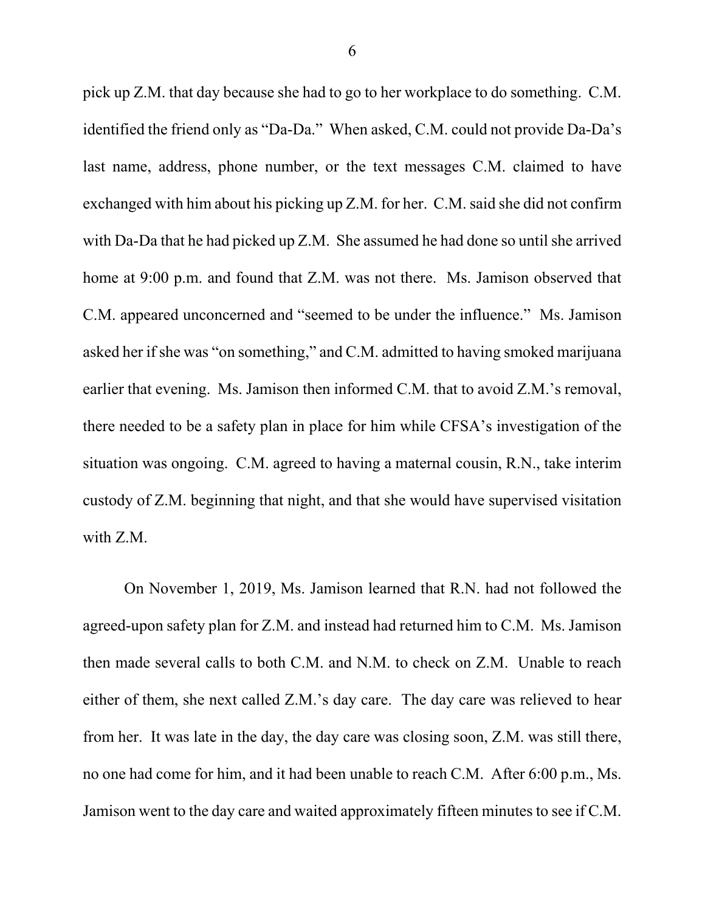pick up Z.M. that day because she had to go to her workplace to do something. C.M. identified the friend only as "Da-Da." When asked, C.M. could not provide Da-Da's last name, address, phone number, or the text messages C.M. claimed to have exchanged with him about his picking up Z.M. for her. C.M. said she did not confirm with Da-Da that he had picked up Z.M. She assumed he had done so until she arrived home at 9:00 p.m. and found that Z.M. was not there. Ms. Jamison observed that C.M. appeared unconcerned and "seemed to be under the influence." Ms. Jamison asked her if she was "on something," and C.M. admitted to having smoked marijuana earlier that evening. Ms. Jamison then informed C.M. that to avoid Z.M.'s removal, there needed to be a safety plan in place for him while CFSA's investigation of the situation was ongoing. C.M. agreed to having a maternal cousin, R.N., take interim custody of Z.M. beginning that night, and that she would have supervised visitation with Z.M.

On November 1, 2019, Ms. Jamison learned that R.N. had not followed the agreed-upon safety plan for Z.M. and instead had returned him to C.M. Ms. Jamison then made several calls to both C.M. and N.M. to check on Z.M. Unable to reach either of them, she next called Z.M.'s day care. The day care was relieved to hear from her. It was late in the day, the day care was closing soon, Z.M. was still there, no one had come for him, and it had been unable to reach C.M. After 6:00 p.m., Ms. Jamison went to the day care and waited approximately fifteen minutes to see if C.M.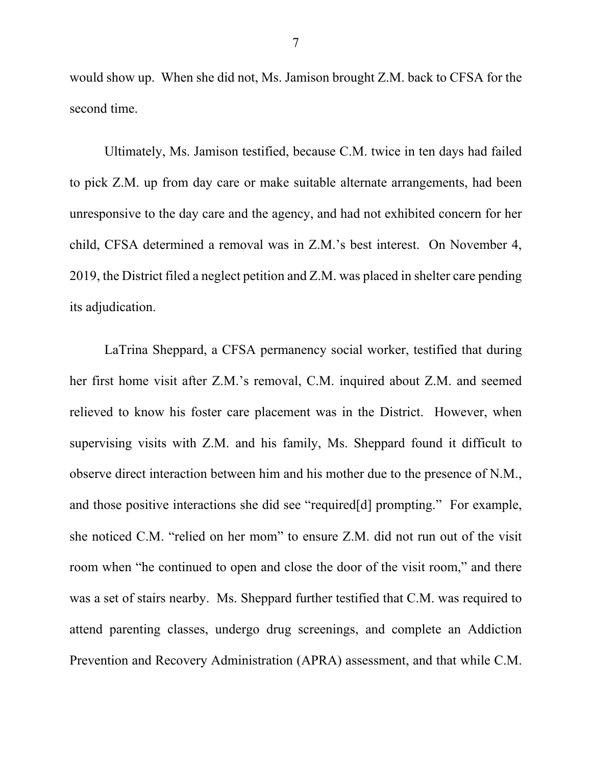would show up. When she did not, Ms. Jamison brought Z.M. back to CFSA for the second time.

Ultimately, Ms. Jamison testified, because C.M. twice in ten days had failed to pick Z.M. up from day care or make suitable alternate arrangements, had been unresponsive to the day care and the agency, and had not exhibited concern for her child, CFSA determined a removal was in Z.M.'s best interest. On November 4, 2019, the District filed a neglect petition and Z.M. was placed in shelter care pending its adjudication.

LaTrina Sheppard, a CFSA permanency social worker, testified that during her first home visit after Z.M.'s removal, C.M. inquired about Z.M. and seemed relieved to know his foster care placement was in the District. However, when supervising visits with Z.M. and his family, Ms. Sheppard found it difficult to observe direct interaction between him and his mother due to the presence of N.M., and those positive interactions she did see "required[d] prompting." For example, she noticed C.M. "relied on her mom" to ensure Z.M. did not run out of the visit room when "he continued to open and close the door of the visit room," and there was a set of stairs nearby. Ms. Sheppard further testified that C.M. was required to attend parenting classes, undergo drug screenings, and complete an Addiction Prevention and Recovery Administration (APRA) assessment, and that while C.M.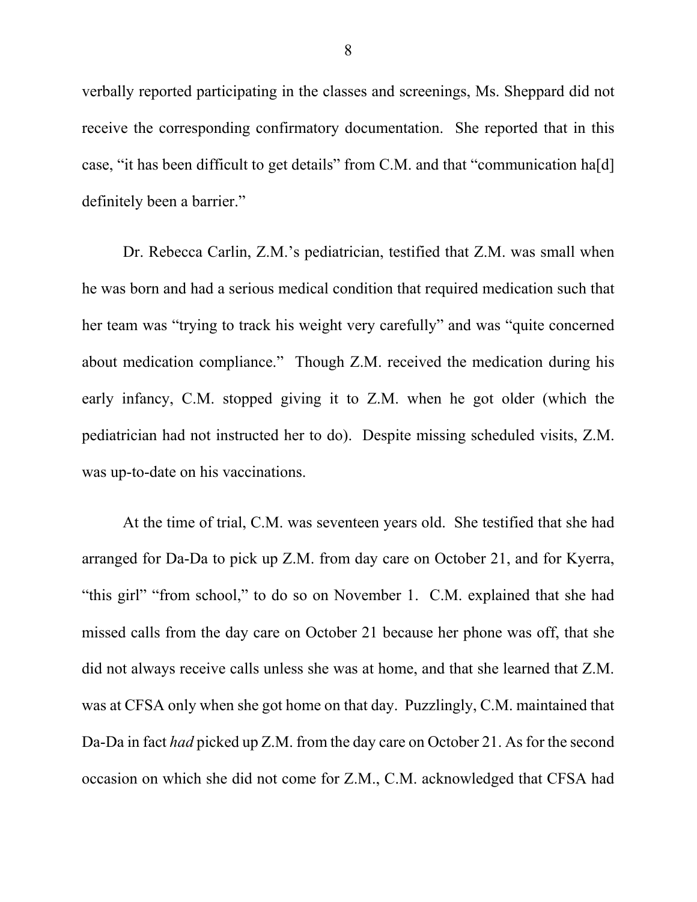verbally reported participating in the classes and screenings, Ms. Sheppard did not receive the corresponding confirmatory documentation. She reported that in this case, "it has been difficult to get details" from C.M. and that "communication ha[d] definitely been a barrier."

Dr. Rebecca Carlin, Z.M.'s pediatrician, testified that Z.M. was small when he was born and had a serious medical condition that required medication such that her team was "trying to track his weight very carefully" and was "quite concerned about medication compliance." Though Z.M. received the medication during his early infancy, C.M. stopped giving it to Z.M. when he got older (which the pediatrician had not instructed her to do). Despite missing scheduled visits, Z.M. was up-to-date on his vaccinations.

At the time of trial, C.M. was seventeen years old. She testified that she had arranged for Da-Da to pick up Z.M. from day care on October 21, and for Kyerra, "this girl" "from school," to do so on November 1. C.M. explained that she had missed calls from the day care on October 21 because her phone was off, that she did not always receive calls unless she was at home, and that she learned that Z.M. was at CFSA only when she got home on that day. Puzzlingly, C.M. maintained that Da-Da in fact *had* picked up Z.M. from the day care on October 21. As for the second occasion on which she did not come for Z.M., C.M. acknowledged that CFSA had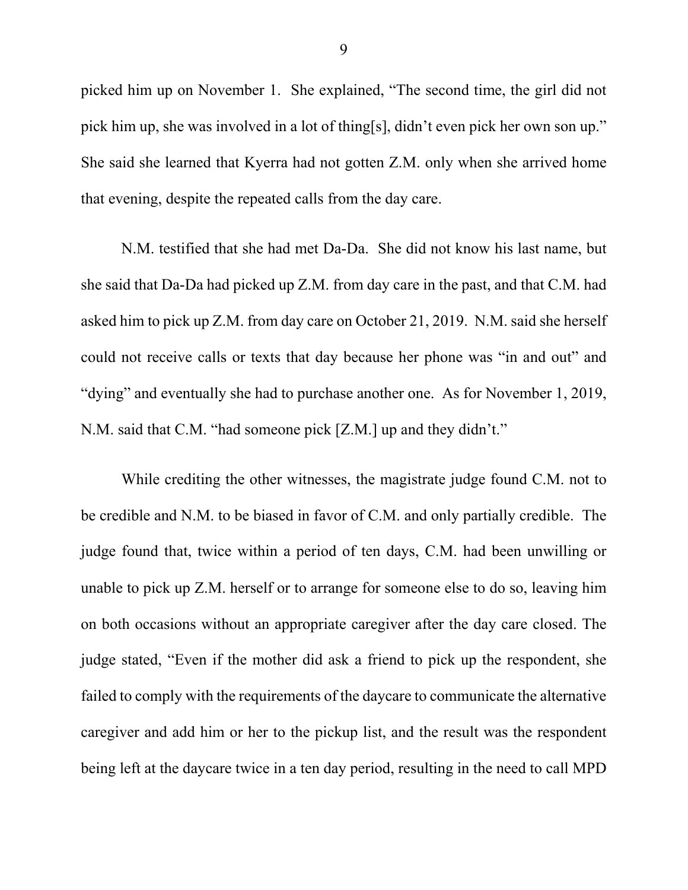picked him up on November 1. She explained, "The second time, the girl did not pick him up, she was involved in a lot of thing[s], didn't even pick her own son up." She said she learned that Kyerra had not gotten Z.M. only when she arrived home that evening, despite the repeated calls from the day care.

N.M. testified that she had met Da-Da. She did not know his last name, but she said that Da-Da had picked up Z.M. from day care in the past, and that C.M. had asked him to pick up Z.M. from day care on October 21, 2019. N.M. said she herself could not receive calls or texts that day because her phone was "in and out" and "dying" and eventually she had to purchase another one. As for November 1, 2019, N.M. said that C.M. "had someone pick [Z.M.] up and they didn't."

While crediting the other witnesses, the magistrate judge found C.M. not to be credible and N.M. to be biased in favor of C.M. and only partially credible. The judge found that, twice within a period of ten days, C.M. had been unwilling or unable to pick up Z.M. herself or to arrange for someone else to do so, leaving him on both occasions without an appropriate caregiver after the day care closed. The judge stated, "Even if the mother did ask a friend to pick up the respondent, she failed to comply with the requirements of the daycare to communicate the alternative caregiver and add him or her to the pickup list, and the result was the respondent being left at the daycare twice in a ten day period, resulting in the need to call MPD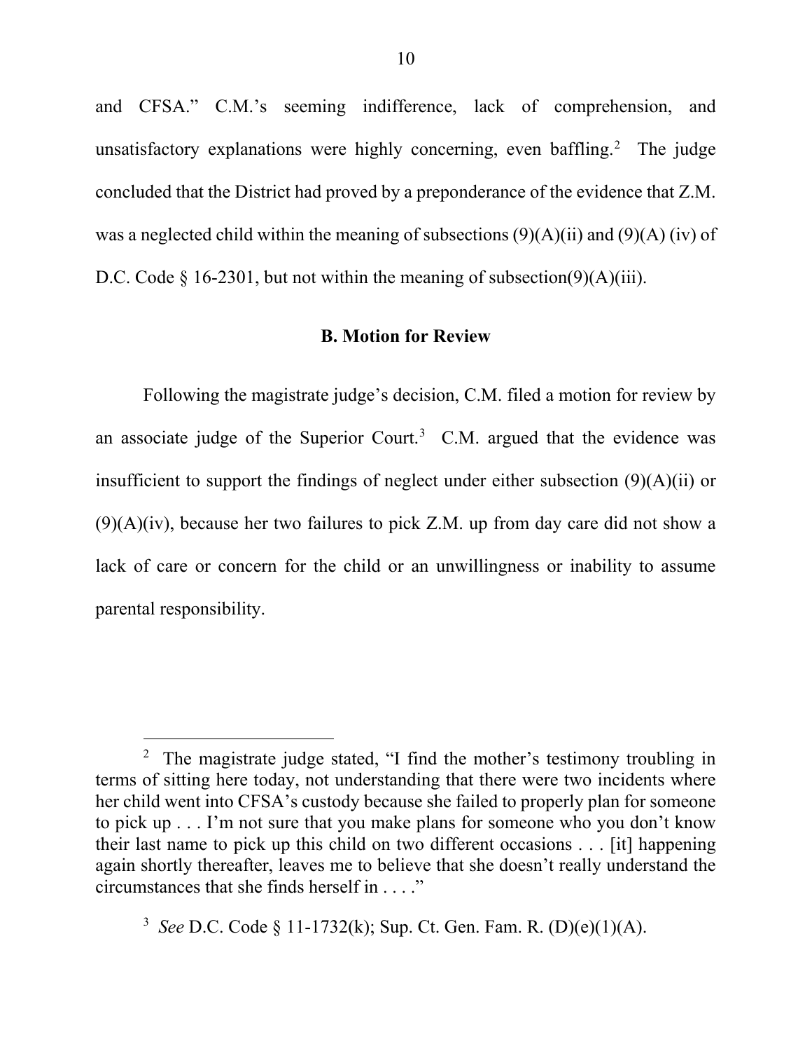and CFSA." C.M.'s seeming indifference, lack of comprehension, and unsatisfactory explanations were highly concerning, even baffling.[2] The judge concluded that the District had proved by a preponderance of the evidence that Z.M. was a neglected child within the meaning of subsections (9)(A)(ii) and (9)(A) (iv) of D.C. Code § 16-2301, but not within the meaning of subsection(9)(A)(iii).

### B. Motion for Review

Following the magistrate judge's decision, C.M. filed a motion for review by an associate judge of the Superior Court.[3] C.M. argued that the evidence was insufficient to support the findings of neglect under either subsection (9)(A)(ii) or (9)(A)(iv), because her two failures to pick Z.M. up from day care did not show a lack of care or concern for the child or an unwillingness or inability to assume parental responsibility.

---

[2] The magistrate judge stated, "I find the mother's testimony troubling in terms of sitting here today, not understanding that there were two incidents where her child went into CFSA's custody because she failed to properly plan for someone to pick up . . . I'm not sure that you make plans for someone who you don't know their last name to pick up this child on two different occasions . . . [it] happening again shortly thereafter, leaves me to believe that she doesn't really understand the circumstances that she finds herself in . . . ."

[3] *See* D.C. Code § 11-1732(k); Sup. Ct. Gen. Fam. R. (D)(e)(1)(A).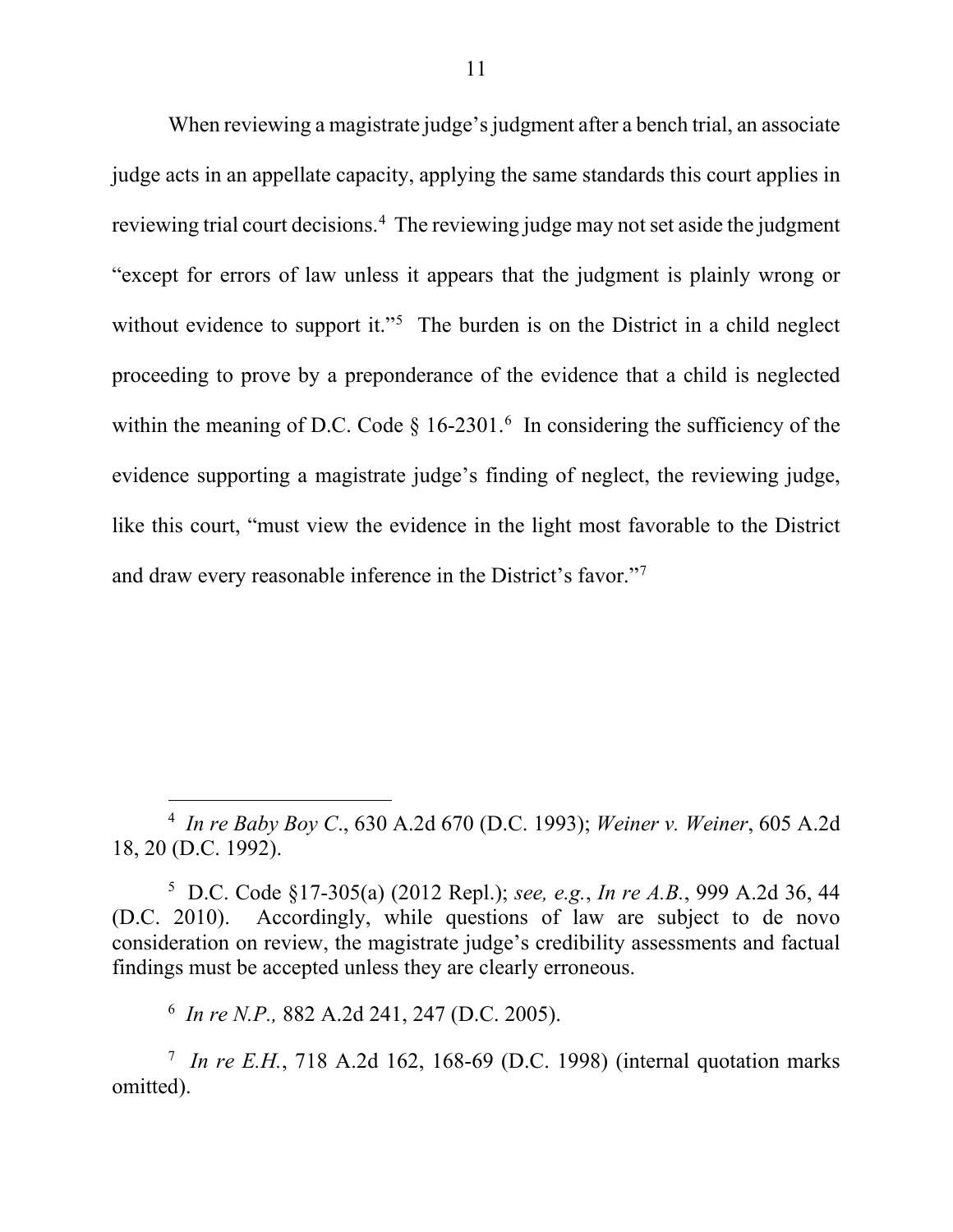When reviewing a magistrate judge's judgment after a bench trial, an associate judge acts in an appellate capacity, applying the same standards this court applies in reviewing trial court decisions.[4] The reviewing judge may not set aside the judgment "except for errors of law unless it appears that the judgment is plainly wrong or without evidence to support it."[5] The burden is on the District in a child neglect proceeding to prove by a preponderance of the evidence that a child is neglected within the meaning of D.C. Code § 16-2301.[6] In considering the sufficiency of the evidence supporting a magistrate judge's finding of neglect, the reviewing judge, like this court, "must view the evidence in the light most favorable to the District and draw every reasonable inference in the District's favor."[7]

---

[4] *In re Baby Boy C.*, 630 A.2d 670 (D.C. 1993); *Weiner v. Weiner*, 605 A.2d 18, 20 (D.C. 1992).

[5] D.C. Code §17-305(a) (2012 Repl.); *see, e.g.*, *In re A.B.*, 999 A.2d 36, 44 (D.C. 2010). Accordingly, while questions of law are subject to de novo consideration on review, the magistrate judge's credibility assessments and factual findings must be accepted unless they are clearly erroneous.

[6] *In re N.P.,* 882 A.2d 241, 247 (D.C. 2005).

[7] *In re E.H.*, 718 A.2d 162, 168-69 (D.C. 1998) (internal quotation marks omitted).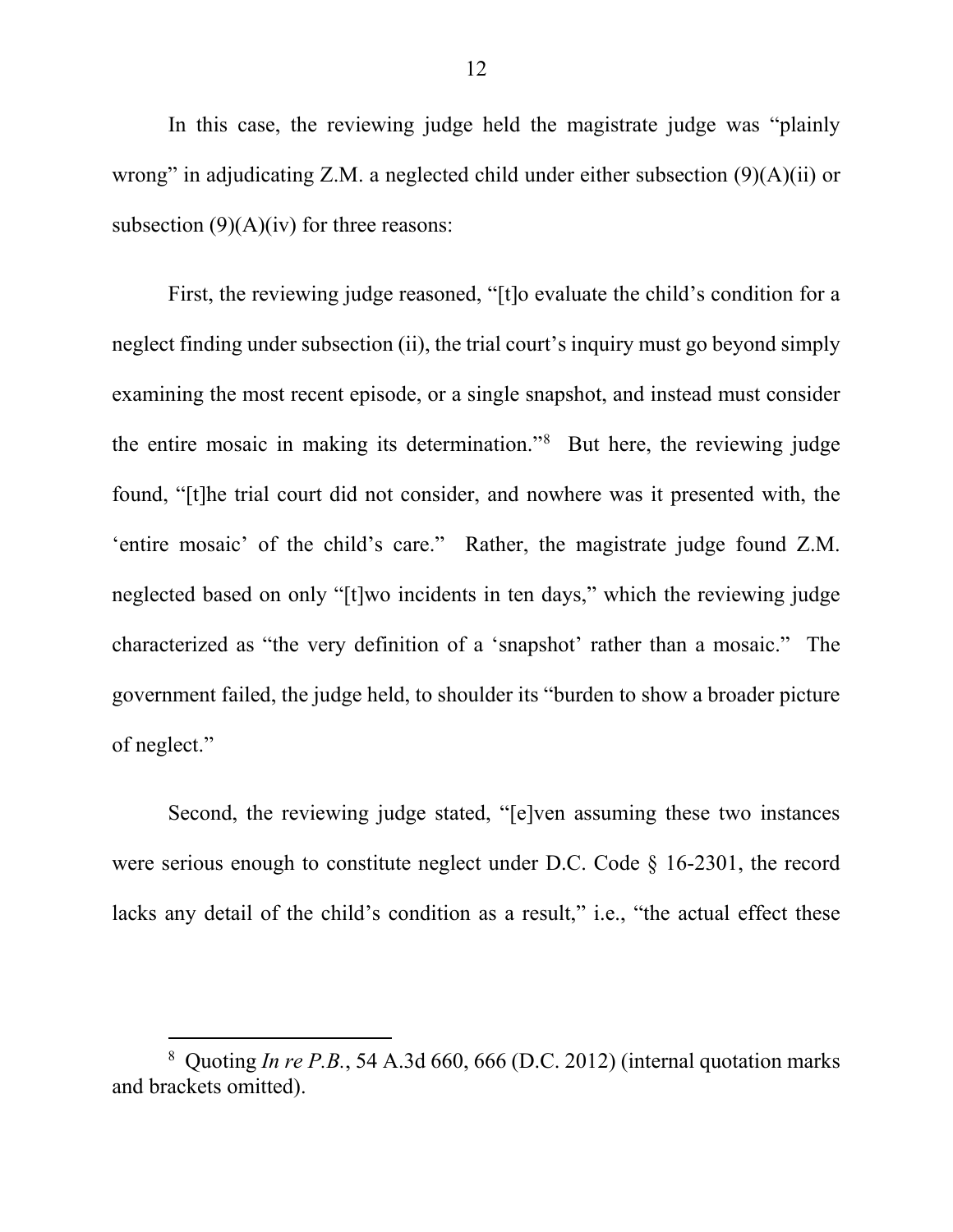In this case, the reviewing judge held the magistrate judge was "plainly wrong" in adjudicating Z.M. a neglected child under either subsection (9)(A)(ii) or subsection (9)(A)(iv) for three reasons:

First, the reviewing judge reasoned, "[t]o evaluate the child's condition for a neglect finding under subsection (ii), the trial court's inquiry must go beyond simply examining the most recent episode, or a single snapshot, and instead must consider the entire mosaic in making its determination."[8] But here, the reviewing judge found, "[t]he trial court did not consider, and nowhere was it presented with, the 'entire mosaic' of the child's care." Rather, the magistrate judge found Z.M. neglected based on only "[t]wo incidents in ten days," which the reviewing judge characterized as "the very definition of a 'snapshot' rather than a mosaic." The government failed, the judge held, to shoulder its "burden to show a broader picture of neglect."

Second, the reviewing judge stated, "[e]ven assuming these two instances were serious enough to constitute neglect under D.C. Code § 16-2301, the record lacks any detail of the child's condition as a result," i.e., "the actual effect these

[8] Quoting *In re P.B.*, 54 A.3d 660, 666 (D.C. 2012) (internal quotation marks and brackets omitted).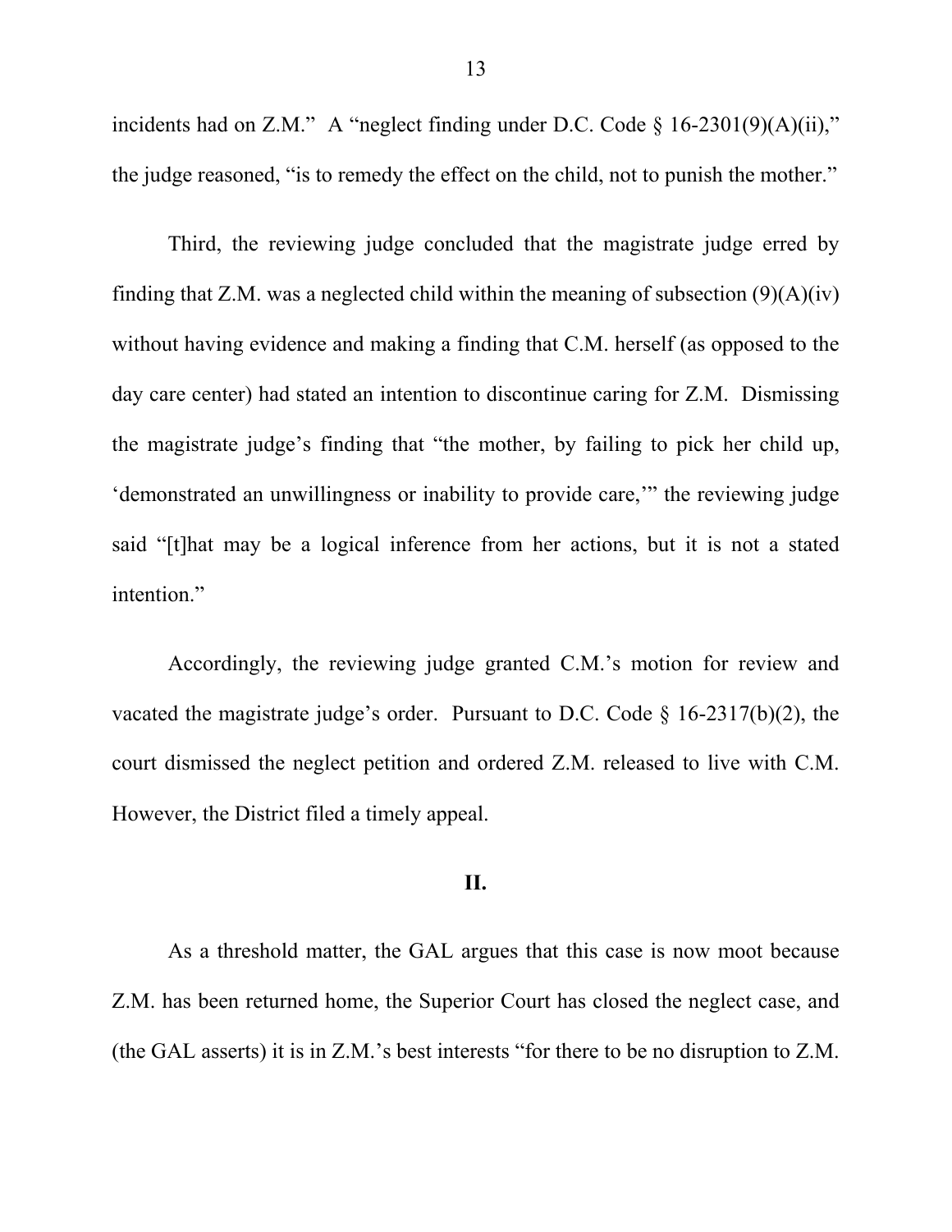incidents had on Z.M." A "neglect finding under D.C. Code § 16-2301(9)(A)(ii)," the judge reasoned, "is to remedy the effect on the child, not to punish the mother."

Third, the reviewing judge concluded that the magistrate judge erred by finding that Z.M. was a neglected child within the meaning of subsection (9)(A)(iv) without having evidence and making a finding that C.M. herself (as opposed to the day care center) had stated an intention to discontinue caring for Z.M. Dismissing the magistrate judge's finding that "the mother, by failing to pick her child up, 'demonstrated an unwillingness or inability to provide care,'" the reviewing judge said "[t]hat may be a logical inference from her actions, but it is not a stated intention."

Accordingly, the reviewing judge granted C.M.'s motion for review and vacated the magistrate judge's order. Pursuant to D.C. Code § 16-2317(b)(2), the court dismissed the neglect petition and ordered Z.M. released to live with C.M. However, the District filed a timely appeal.

## II.

As a threshold matter, the GAL argues that this case is now moot because Z.M. has been returned home, the Superior Court has closed the neglect case, and (the GAL asserts) it is in Z.M.'s best interests "for there to be no disruption to Z.M.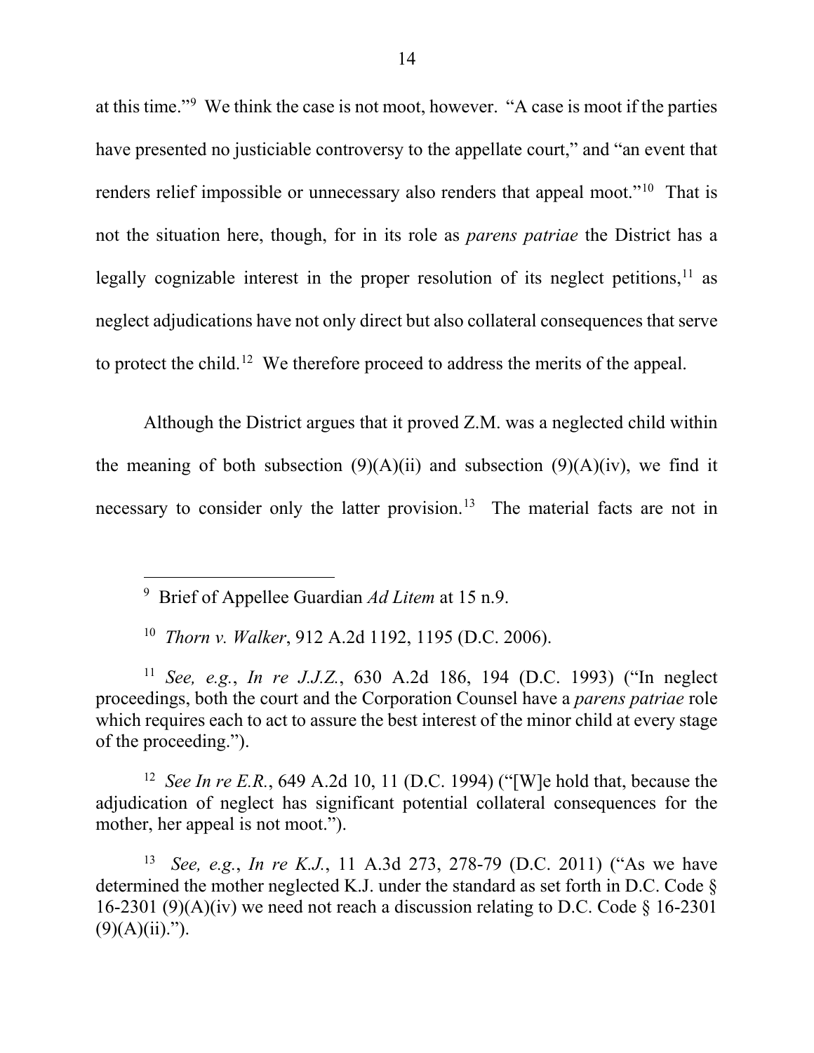at this time."[9] We think the case is not moot, however. "A case is moot if the parties have presented no justiciable controversy to the appellate court," and "an event that renders relief impossible or unnecessary also renders that appeal moot."[10] That is not the situation here, though, for in its role as *parens patriae* the District has a legally cognizable interest in the proper resolution of its neglect petitions,[11] as neglect adjudications have not only direct but also collateral consequences that serve to protect the child.[12] We therefore proceed to address the merits of the appeal.

Although the District argues that it proved Z.M. was a neglected child within the meaning of both subsection (9)(A)(ii) and subsection (9)(A)(iv), we find it necessary to consider only the latter provision.[13] The material facts are not in

---

[9] Brief of Appellee Guardian *Ad Litem* at 15 n.9.

[10] *Thorn v. Walker*, 912 A.2d 1192, 1195 (D.C. 2006).

[11] *See, e.g.*, *In re J.J.Z.*, 630 A.2d 186, 194 (D.C. 1993) ("In neglect proceedings, both the court and the Corporation Counsel have a *parens patriae* role which requires each to act to assure the best interest of the minor child at every stage of the proceeding.").

[12] *See In re E.R.*, 649 A.2d 10, 11 (D.C. 1994) ("[W]e hold that, because the adjudication of neglect has significant potential collateral consequences for the mother, her appeal is not moot.").

[13] *See, e.g.*, *In re K.J.*, 11 A.3d 273, 278-79 (D.C. 2011) ("As we have determined the mother neglected K.J. under the standard as set forth in D.C. Code § 16-2301 (9)(A)(iv) we need not reach a discussion relating to D.C. Code § 16-2301 (9)(A)(ii).").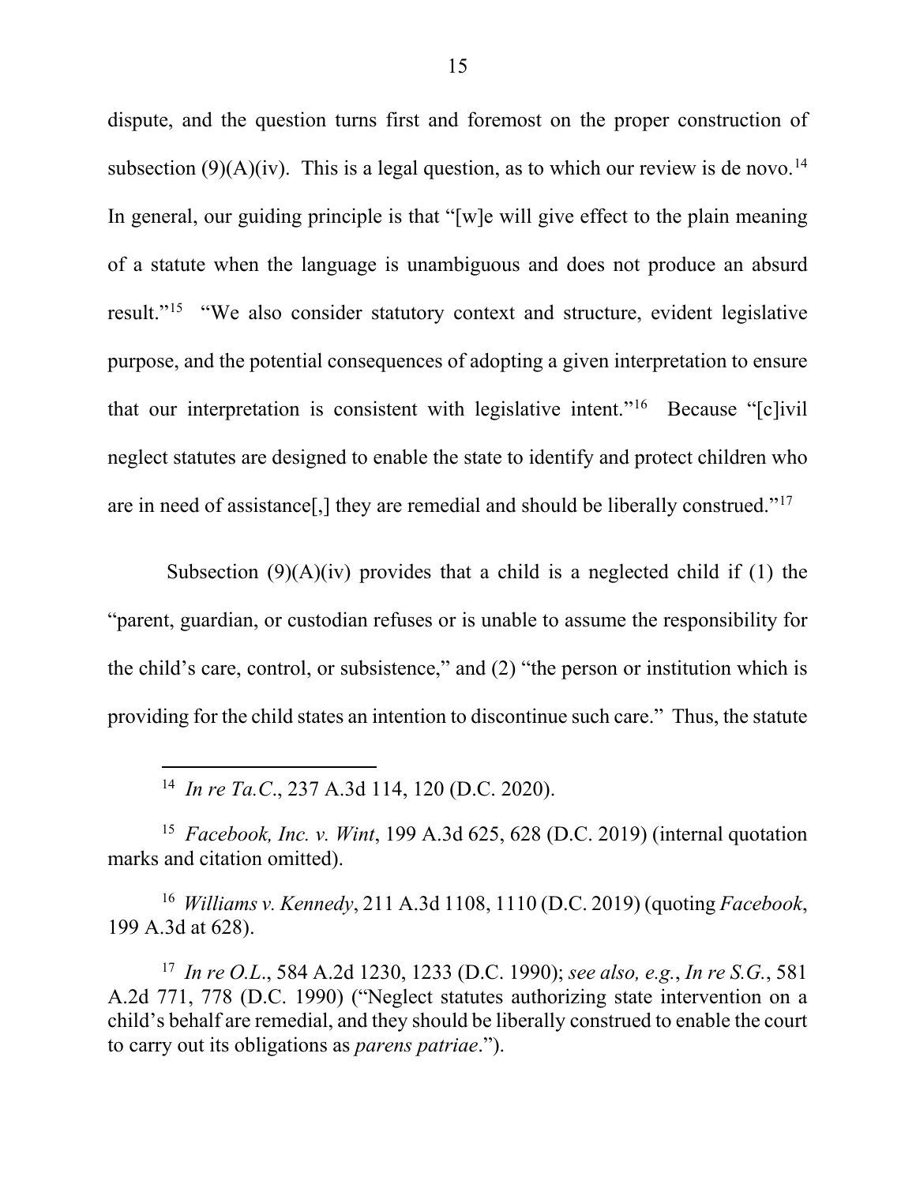dispute, and the question turns first and foremost on the proper construction of subsection (9)(A)(iv). This is a legal question, as to which our review is de novo.[14] In general, our guiding principle is that "[w]e will give effect to the plain meaning of a statute when the language is unambiguous and does not produce an absurd result."[15] "We also consider statutory context and structure, evident legislative purpose, and the potential consequences of adopting a given interpretation to ensure that our interpretation is consistent with legislative intent."[16] Because "[c]ivil neglect statutes are designed to enable the state to identify and protect children who are in need of assistance[,] they are remedial and should be liberally construed."[17]

Subsection (9)(A)(iv) provides that a child is a neglected child if (1) the "parent, guardian, or custodian refuses or is unable to assume the responsibility for the child's care, control, or subsistence," and (2) "the person or institution which is providing for the child states an intention to discontinue such care." Thus, the statute

---

[14] *In re Ta.C.*, 237 A.3d 114, 120 (D.C. 2020).

[15] *Facebook, Inc. v. Wint*, 199 A.3d 625, 628 (D.C. 2019) (internal quotation marks and citation omitted).

[16] *Williams v. Kennedy*, 211 A.3d 1108, 1110 (D.C. 2019) (quoting *Facebook*, 199 A.3d at 628).

[17] *In re O.L.*, 584 A.2d 1230, 1233 (D.C. 1990); *see also, e.g.*, *In re S.G.*, 581 A.2d 771, 778 (D.C. 1990) ("Neglect statutes authorizing state intervention on a child's behalf are remedial, and they should be liberally construed to enable the court to carry out its obligations as *parens patriae*.").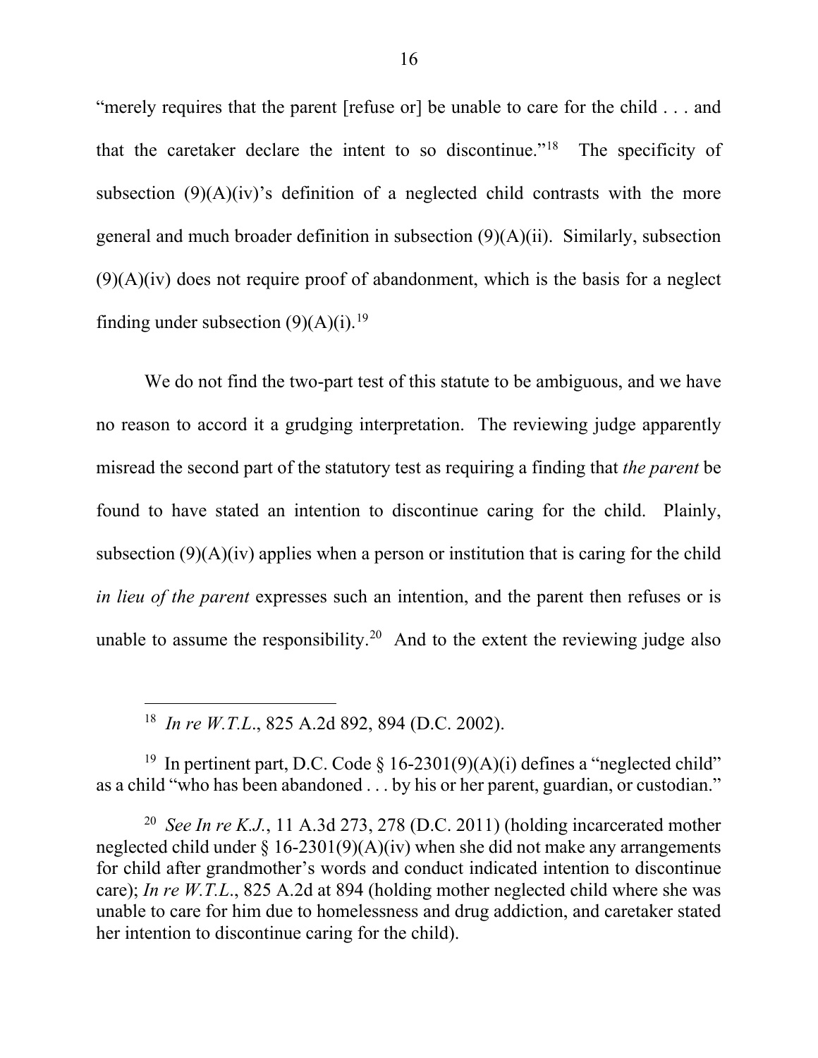"merely requires that the parent [refuse or] be unable to care for the child . . . and that the caretaker declare the intent to so discontinue."[18] The specificity of subsection (9)(A)(iv)'s definition of a neglected child contrasts with the more general and much broader definition in subsection (9)(A)(ii). Similarly, subsection (9)(A)(iv) does not require proof of abandonment, which is the basis for a neglect finding under subsection (9)(A)(i).[19]

We do not find the two-part test of this statute to be ambiguous, and we have no reason to accord it a grudging interpretation. The reviewing judge apparently misread the second part of the statutory test as requiring a finding that *the parent* be found to have stated an intention to discontinue caring for the child. Plainly, subsection (9)(A)(iv) applies when a person or institution that is caring for the child *in lieu of the parent* expresses such an intention, and the parent then refuses or is unable to assume the responsibility.[20] And to the extent the reviewing judge also

---

[18] *In re W.T.L.*, 825 A.2d 892, 894 (D.C. 2002).

[19] In pertinent part, D.C. Code § 16-2301(9)(A)(i) defines a "neglected child" as a child "who has been abandoned . . . by his or her parent, guardian, or custodian."

[20] *See In re K.J.*, 11 A.3d 273, 278 (D.C. 2011) (holding incarcerated mother neglected child under § 16-2301(9)(A)(iv) when she did not make any arrangements for child after grandmother's words and conduct indicated intention to discontinue care); *In re W.T.L.*, 825 A.2d at 894 (holding mother neglected child where she was unable to care for him due to homelessness and drug addiction, and caretaker stated her intention to discontinue caring for the child).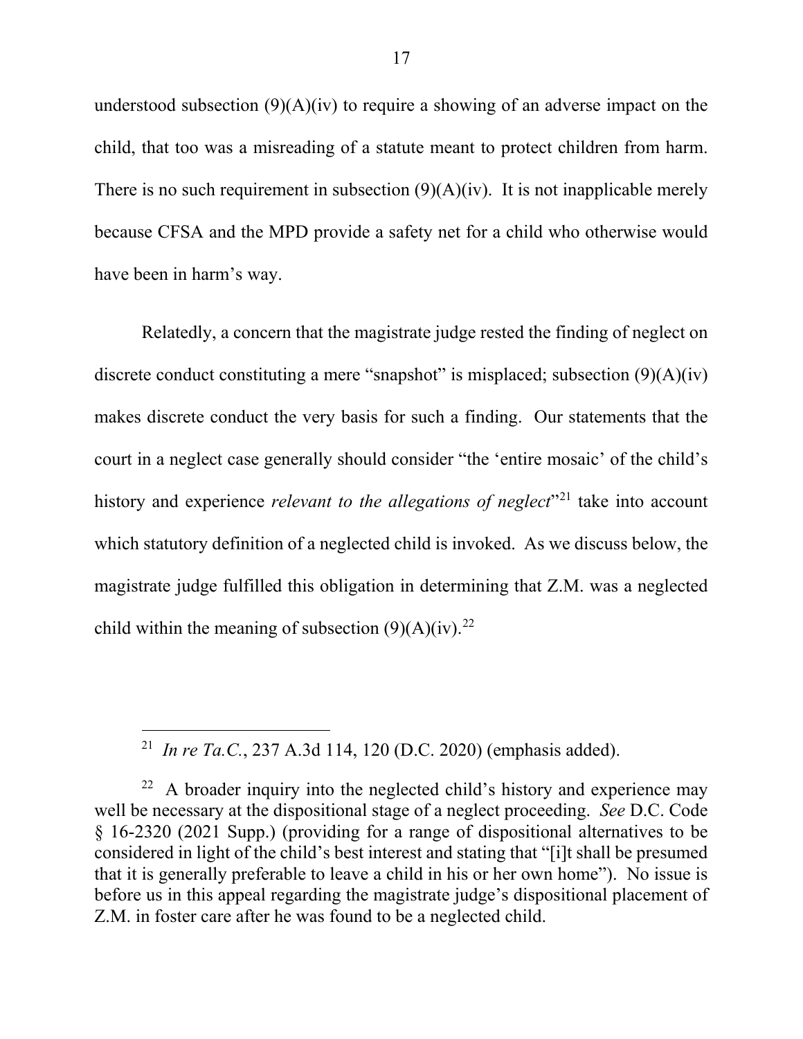understood subsection (9)(A)(iv) to require a showing of an adverse impact on the child, that too was a misreading of a statute meant to protect children from harm. There is no such requirement in subsection (9)(A)(iv). It is not inapplicable merely because CFSA and the MPD provide a safety net for a child who otherwise would have been in harm's way.

Relatedly, a concern that the magistrate judge rested the finding of neglect on discrete conduct constituting a mere "snapshot" is misplaced; subsection (9)(A)(iv) makes discrete conduct the very basis for such a finding. Our statements that the court in a neglect case generally should consider "the 'entire mosaic' of the child's history and experience *relevant to the allegations of neglect*"[21] take into account which statutory definition of a neglected child is invoked. As we discuss below, the magistrate judge fulfilled this obligation in determining that Z.M. was a neglected child within the meaning of subsection (9)(A)(iv).[22]

---

[21] *In re Ta.C.*, 237 A.3d 114, 120 (D.C. 2020) (emphasis added).

[22] A broader inquiry into the neglected child's history and experience may well be necessary at the dispositional stage of a neglect proceeding. *See* D.C. Code § 16-2320 (2021 Supp.) (providing for a range of dispositional alternatives to be considered in light of the child's best interest and stating that "[i]t shall be presumed that it is generally preferable to leave a child in his or her own home"). No issue is before us in this appeal regarding the magistrate judge's dispositional placement of Z.M. in foster care after he was found to be a neglected child.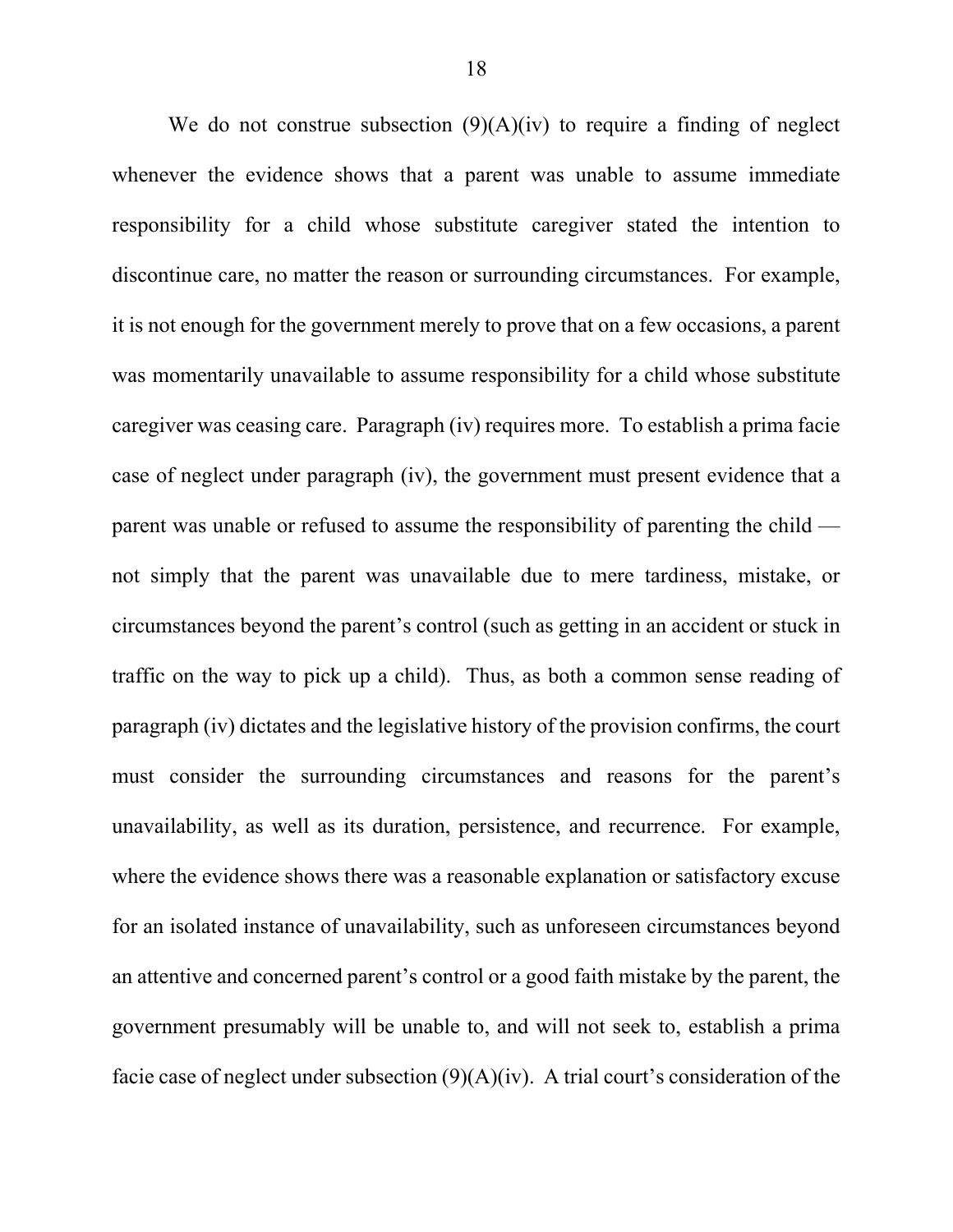We do not construe subsection (9)(A)(iv) to require a finding of neglect whenever the evidence shows that a parent was unable to assume immediate responsibility for a child whose substitute caregiver stated the intention to discontinue care, no matter the reason or surrounding circumstances. For example, it is not enough for the government merely to prove that on a few occasions, a parent was momentarily unavailable to assume responsibility for a child whose substitute caregiver was ceasing care. Paragraph (iv) requires more. To establish a prima facie case of neglect under paragraph (iv), the government must present evidence that a parent was unable or refused to assume the responsibility of parenting the child — not simply that the parent was unavailable due to mere tardiness, mistake, or circumstances beyond the parent's control (such as getting in an accident or stuck in traffic on the way to pick up a child). Thus, as both a common sense reading of paragraph (iv) dictates and the legislative history of the provision confirms, the court must consider the surrounding circumstances and reasons for the parent's unavailability, as well as its duration, persistence, and recurrence. For example, where the evidence shows there was a reasonable explanation or satisfactory excuse for an isolated instance of unavailability, such as unforeseen circumstances beyond an attentive and concerned parent's control or a good faith mistake by the parent, the government presumably will be unable to, and will not seek to, establish a prima facie case of neglect under subsection (9)(A)(iv). A trial court's consideration of the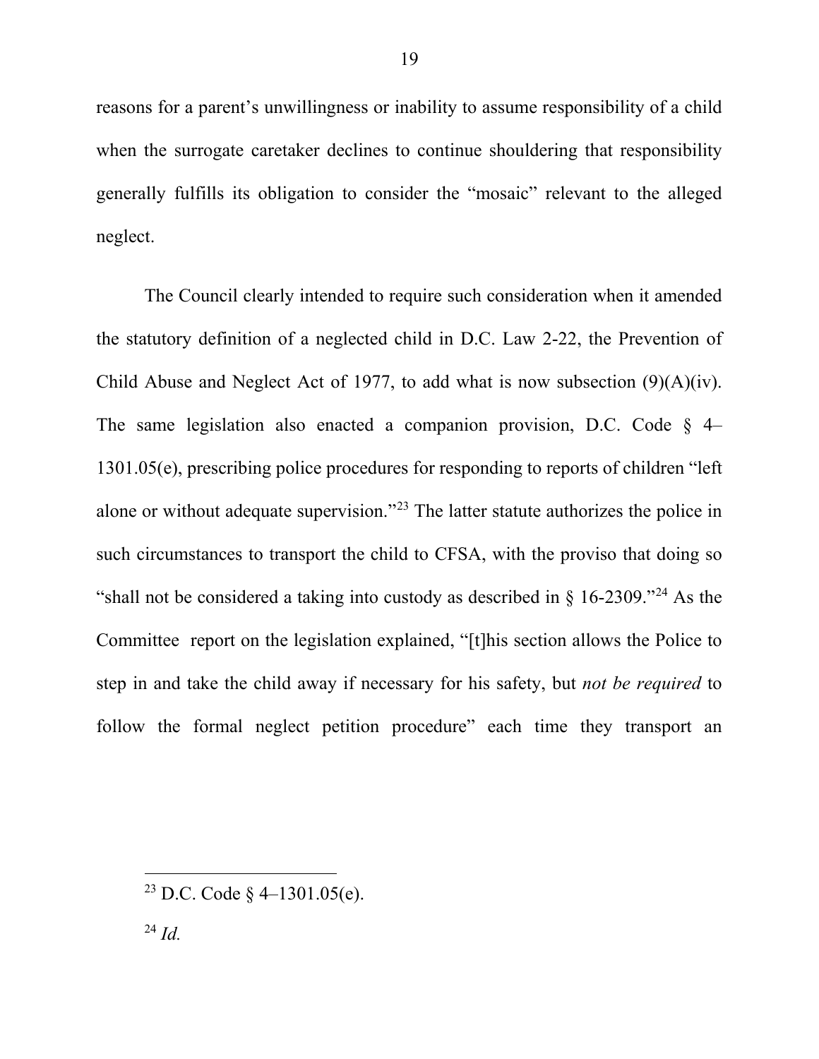reasons for a parent's unwillingness or inability to assume responsibility of a child when the surrogate caretaker declines to continue shouldering that responsibility generally fulfills its obligation to consider the "mosaic" relevant to the alleged neglect.

The Council clearly intended to require such consideration when it amended the statutory definition of a neglected child in D.C. Law 2-22, the Prevention of Child Abuse and Neglect Act of 1977, to add what is now subsection (9)(A)(iv). The same legislation also enacted a companion provision, D.C. Code § 4–1301.05(e), prescribing police procedures for responding to reports of children "left alone or without adequate supervision."[23] The latter statute authorizes the police in such circumstances to transport the child to CFSA, with the proviso that doing so "shall not be considered a taking into custody as described in § 16-2309."[24] As the Committee report on the legislation explained, "[t]his section allows the Police to step in and take the child away if necessary for his safety, but *not be required* to follow the formal neglect petition procedure" each time they transport an

---

[23] D.C. Code § 4–1301.05(e).

[24] *Id.*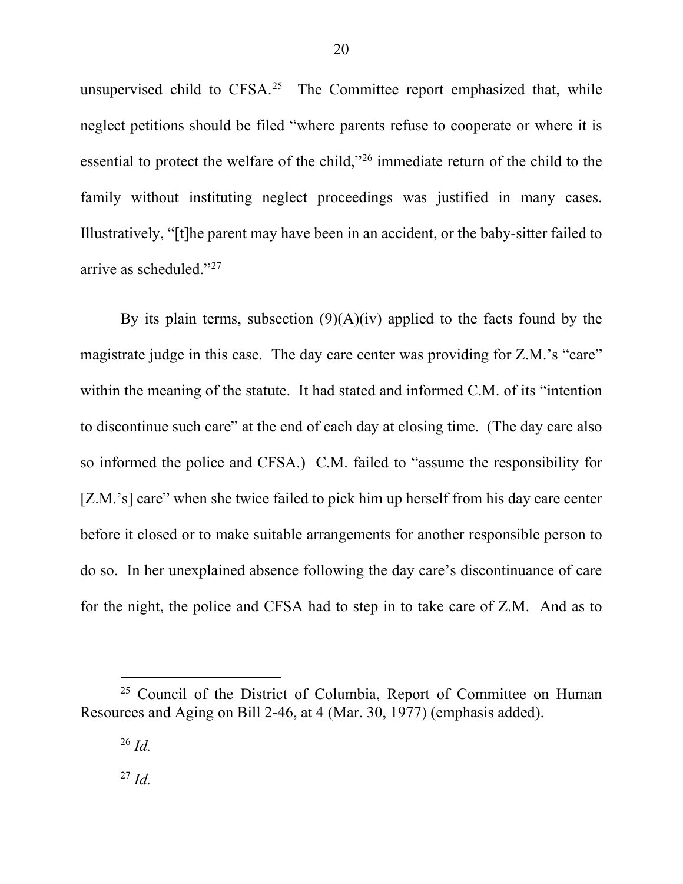unsupervised child to CFSA.[25] The Committee report emphasized that, while neglect petitions should be filed "where parents refuse to cooperate or where it is essential to protect the welfare of the child,"[26] immediate return of the child to the family without instituting neglect proceedings was justified in many cases. Illustratively, "[t]he parent may have been in an accident, or the baby-sitter failed to arrive as scheduled."[27]

By its plain terms, subsection (9)(A)(iv) applied to the facts found by the magistrate judge in this case. The day care center was providing for Z.M.'s "care" within the meaning of the statute. It had stated and informed C.M. of its "intention to discontinue such care" at the end of each day at closing time. (The day care also so informed the police and CFSA.) C.M. failed to "assume the responsibility for [Z.M.'s] care" when she twice failed to pick him up herself from his day care center before it closed or to make suitable arrangements for another responsible person to do so. In her unexplained absence following the day care's discontinuance of care for the night, the police and CFSA had to step in to take care of Z.M. And as to

---

[25] Council of the District of Columbia, Report of Committee on Human Resources and Aging on Bill 2-46, at 4 (Mar. 30, 1977) (emphasis added).

[26] *Id.*

[27] *Id.*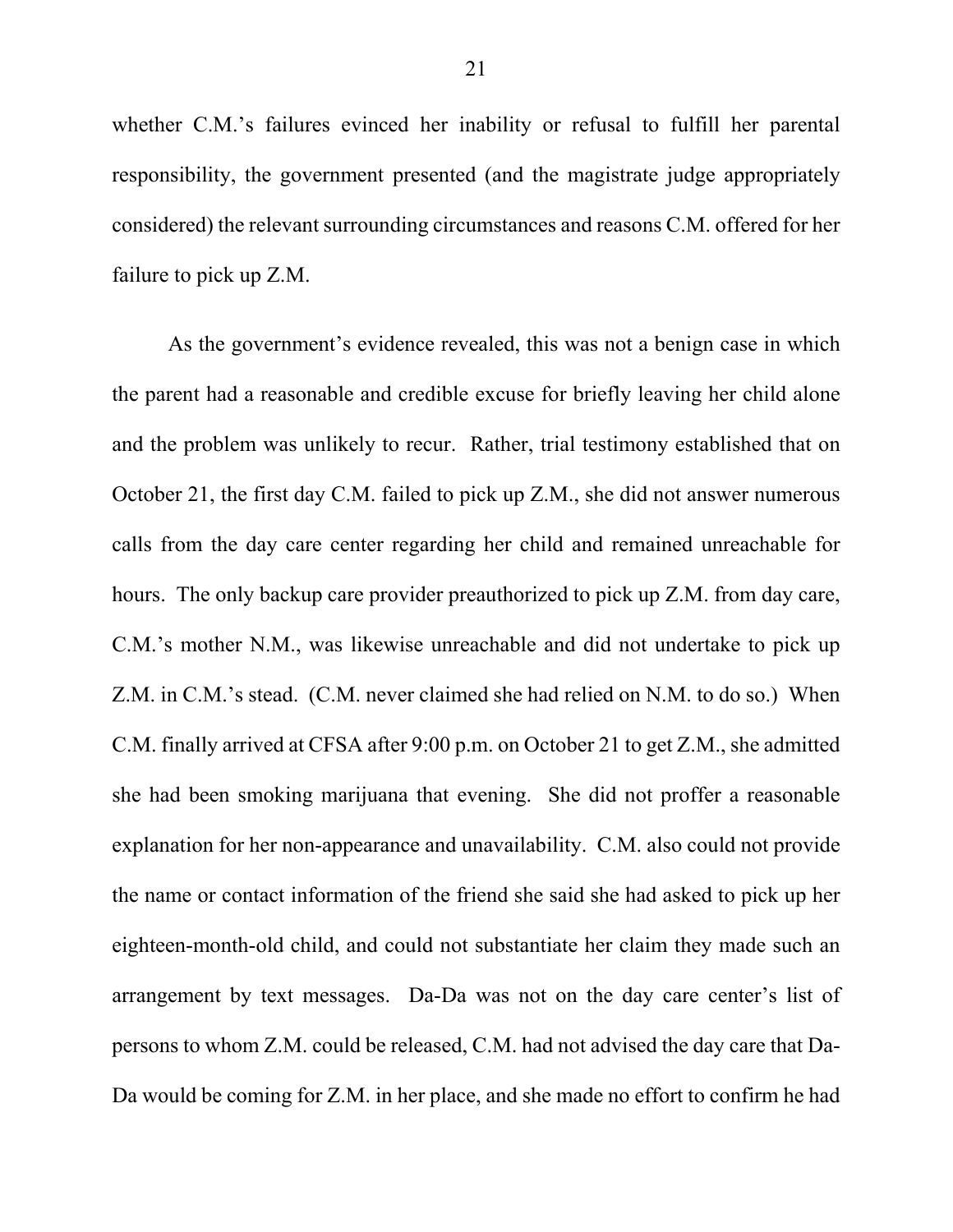whether C.M.'s failures evinced her inability or refusal to fulfill her parental responsibility, the government presented (and the magistrate judge appropriately considered) the relevant surrounding circumstances and reasons C.M. offered for her failure to pick up Z.M.

As the government's evidence revealed, this was not a benign case in which the parent had a reasonable and credible excuse for briefly leaving her child alone and the problem was unlikely to recur. Rather, trial testimony established that on October 21, the first day C.M. failed to pick up Z.M., she did not answer numerous calls from the day care center regarding her child and remained unreachable for hours. The only backup care provider preauthorized to pick up Z.M. from day care, C.M.'s mother N.M., was likewise unreachable and did not undertake to pick up Z.M. in C.M.'s stead. (C.M. never claimed she had relied on N.M. to do so.) When C.M. finally arrived at CFSA after 9:00 p.m. on October 21 to get Z.M., she admitted she had been smoking marijuana that evening. She did not proffer a reasonable explanation for her non-appearance and unavailability. C.M. also could not provide the name or contact information of the friend she said she had asked to pick up her eighteen-month-old child, and could not substantiate her claim they made such an arrangement by text messages. Da-Da was not on the day care center's list of persons to whom Z.M. could be released, C.M. had not advised the day care that Da-Da would be coming for Z.M. in her place, and she made no effort to confirm he had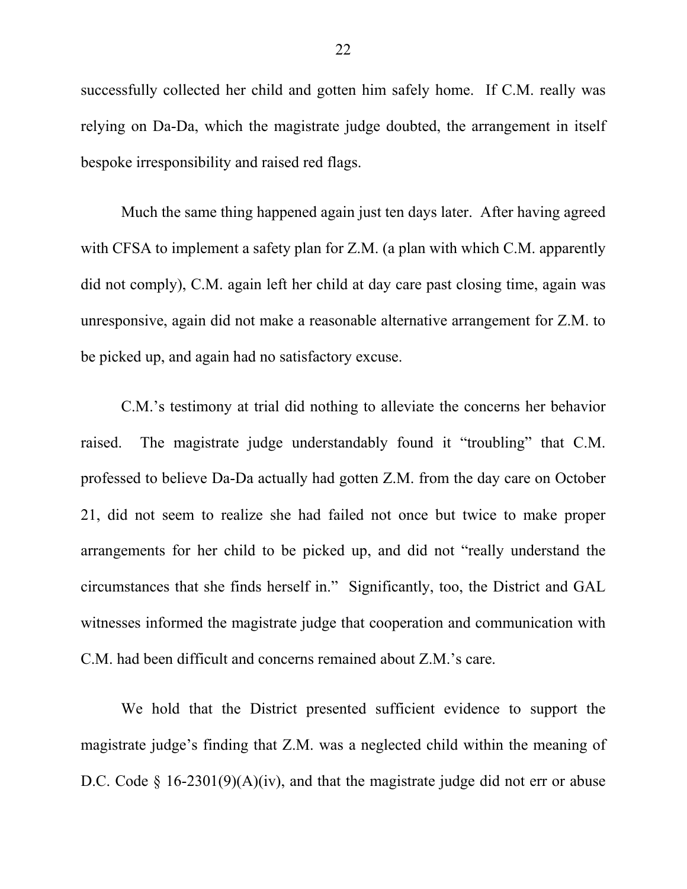successfully collected her child and gotten him safely home. If C.M. really was relying on Da-Da, which the magistrate judge doubted, the arrangement in itself bespoke irresponsibility and raised red flags.

Much the same thing happened again just ten days later. After having agreed with CFSA to implement a safety plan for Z.M. (a plan with which C.M. apparently did not comply), C.M. again left her child at day care past closing time, again was unresponsive, again did not make a reasonable alternative arrangement for Z.M. to be picked up, and again had no satisfactory excuse.

C.M.'s testimony at trial did nothing to alleviate the concerns her behavior raised. The magistrate judge understandably found it "troubling" that C.M. professed to believe Da-Da actually had gotten Z.M. from the day care on October 21, did not seem to realize she had failed not once but twice to make proper arrangements for her child to be picked up, and did not "really understand the circumstances that she finds herself in." Significantly, too, the District and GAL witnesses informed the magistrate judge that cooperation and communication with C.M. had been difficult and concerns remained about Z.M.'s care.

We hold that the District presented sufficient evidence to support the magistrate judge's finding that Z.M. was a neglected child within the meaning of D.C. Code § 16-2301(9)(A)(iv), and that the magistrate judge did not err or abuse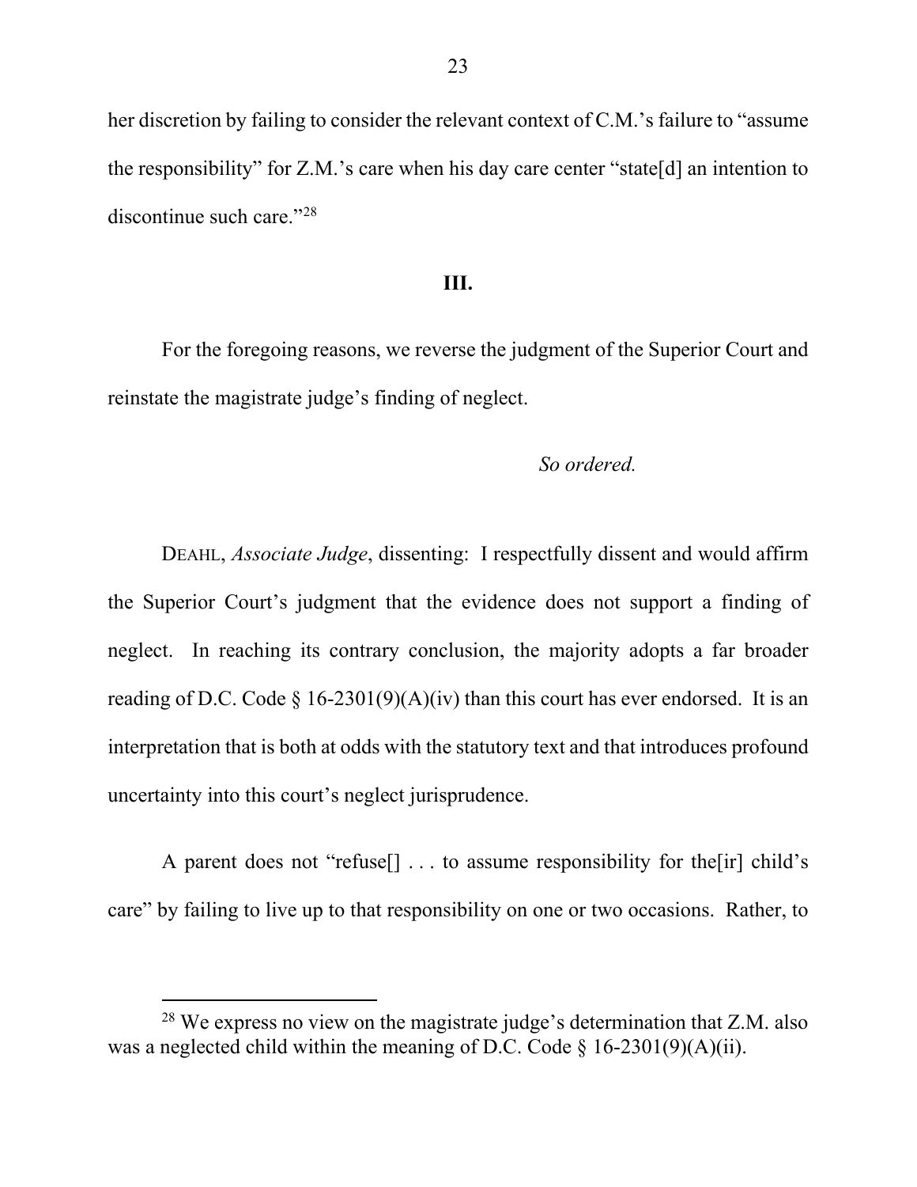her discretion by failing to consider the relevant context of C.M.'s failure to "assume the responsibility" for Z.M.'s care when his day care center "state[d] an intention to discontinue such care."[28]

### III.

For the foregoing reasons, we reverse the judgment of the Superior Court and reinstate the magistrate judge's finding of neglect.

*So ordered.*

DEAHL, *Associate Judge*, dissenting: I respectfully dissent and would affirm the Superior Court's judgment that the evidence does not support a finding of neglect. In reaching its contrary conclusion, the majority adopts a far broader reading of D.C. Code § 16-2301(9)(A)(iv) than this court has ever endorsed. It is an interpretation that is both at odds with the statutory text and that introduces profound uncertainty into this court's neglect jurisprudence.

A parent does not "refuse[] . . . to assume responsibility for the[ir] child's care" by failing to live up to that responsibility on one or two occasions. Rather, to

---

[28] We express no view on the magistrate judge's determination that Z.M. also was a neglected child within the meaning of D.C. Code § 16-2301(9)(A)(ii).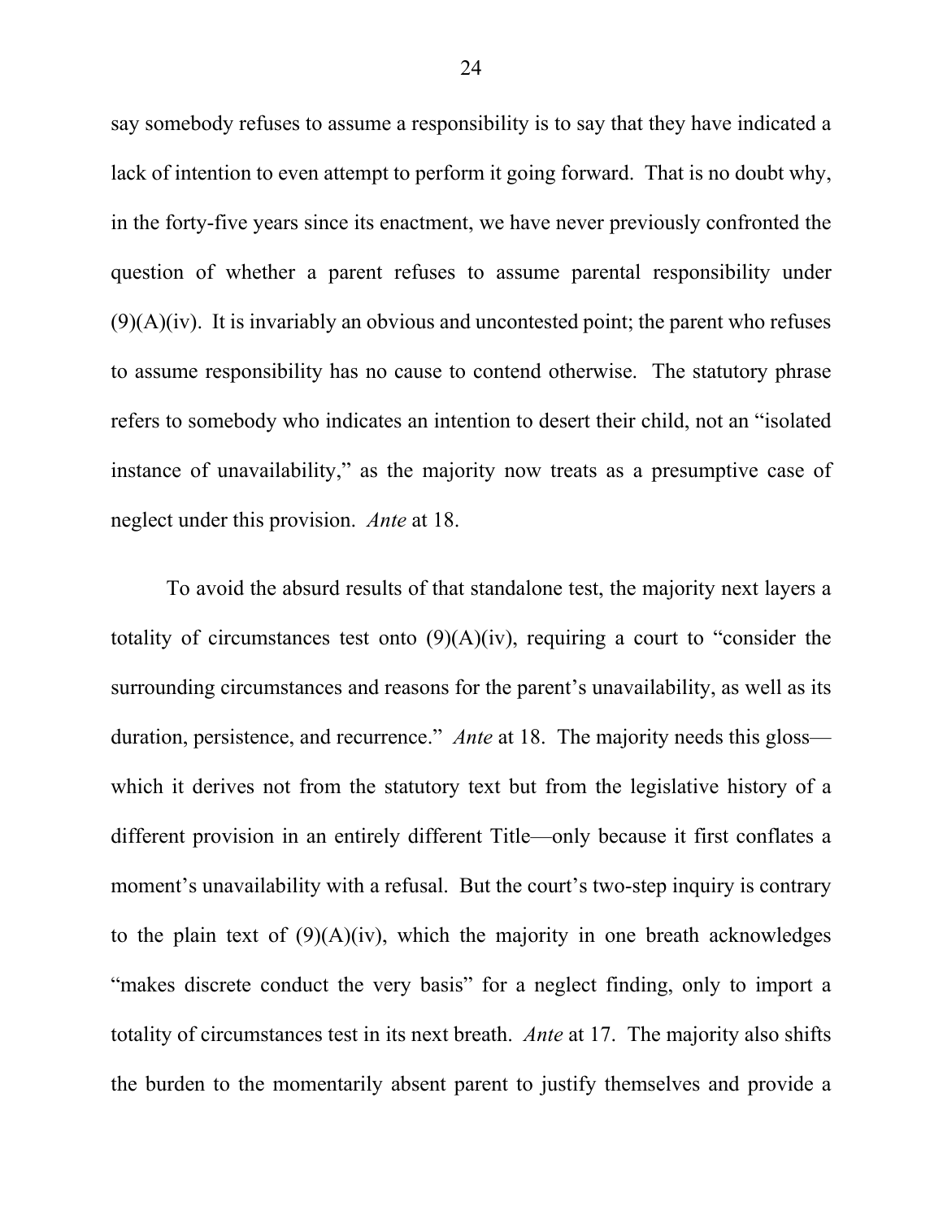say somebody refuses to assume a responsibility is to say that they have indicated a lack of intention to even attempt to perform it going forward. That is no doubt why, in the forty-five years since its enactment, we have never previously confronted the question of whether a parent refuses to assume parental responsibility under (9)(A)(iv). It is invariably an obvious and uncontested point; the parent who refuses to assume responsibility has no cause to contend otherwise. The statutory phrase refers to somebody who indicates an intention to desert their child, not an "isolated instance of unavailability," as the majority now treats as a presumptive case of neglect under this provision. *Ante* at 18.

To avoid the absurd results of that standalone test, the majority next layers a totality of circumstances test onto (9)(A)(iv), requiring a court to "consider the surrounding circumstances and reasons for the parent's unavailability, as well as its duration, persistence, and recurrence." *Ante* at 18. The majority needs this gloss—which it derives not from the statutory text but from the legislative history of a different provision in an entirely different Title—only because it first conflates a moment's unavailability with a refusal. But the court's two-step inquiry is contrary to the plain text of (9)(A)(iv), which the majority in one breath acknowledges "makes discrete conduct the very basis" for a neglect finding, only to import a totality of circumstances test in its next breath. *Ante* at 17. The majority also shifts the burden to the momentarily absent parent to justify themselves and provide a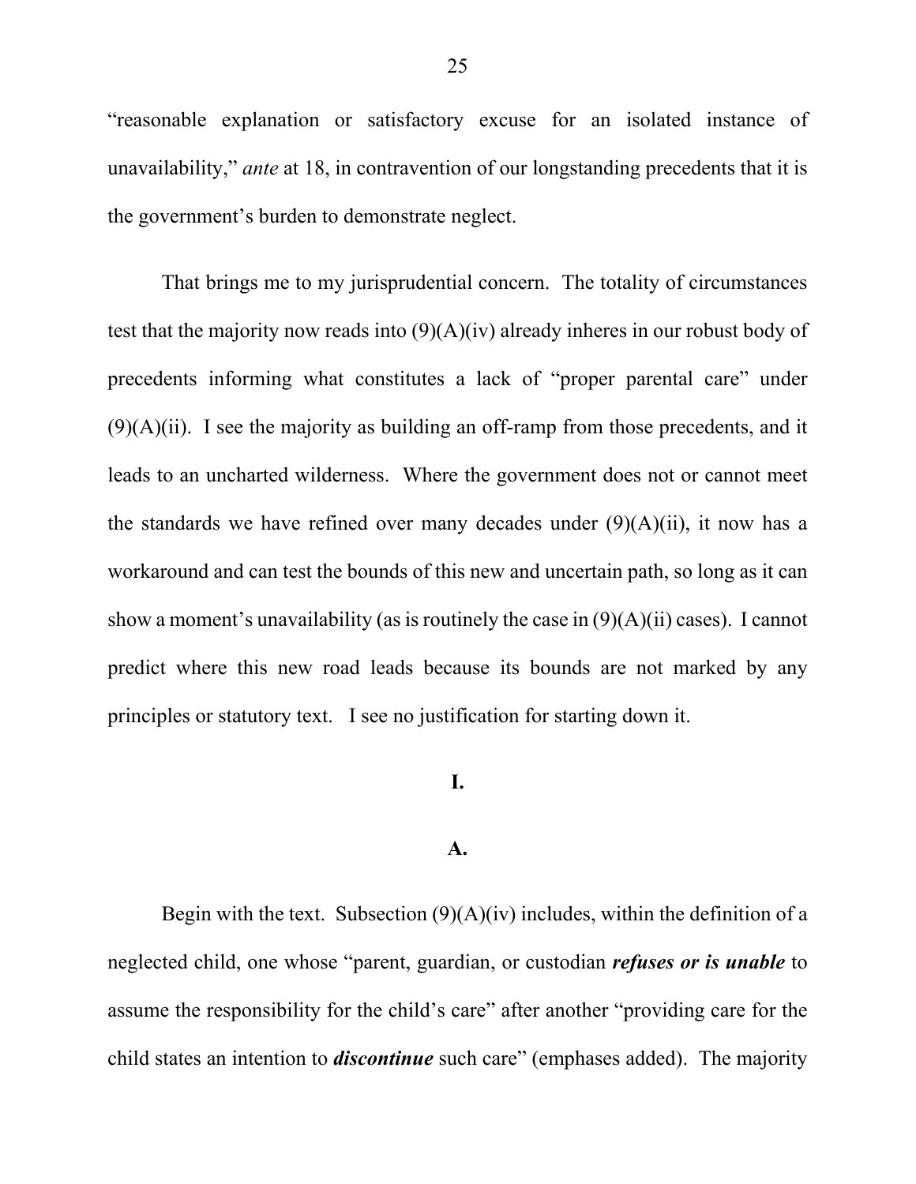"reasonable explanation or satisfactory excuse for an isolated instance of unavailability," *ante* at 18, in contravention of our longstanding precedents that it is the government's burden to demonstrate neglect.

That brings me to my jurisprudential concern. The totality of circumstances test that the majority now reads into (9)(A)(iv) already inheres in our robust body of precedents informing what constitutes a lack of "proper parental care" under (9)(A)(ii). I see the majority as building an off-ramp from those precedents, and it leads to an uncharted wilderness. Where the government does not or cannot meet the standards we have refined over many decades under (9)(A)(ii), it now has a workaround and can test the bounds of this new and uncertain path, so long as it can show a moment's unavailability (as is routinely the case in (9)(A)(ii) cases). I cannot predict where this new road leads because its bounds are not marked by any principles or statutory text. I see no justification for starting down it.

## I.

### A.

Begin with the text. Subsection (9)(A)(iv) includes, within the definition of a neglected child, one whose "parent, guardian, or custodian ***refuses or is unable*** to assume the responsibility for the child's care" after another "providing care for the child states an intention to ***discontinue*** such care" (emphases added). The majority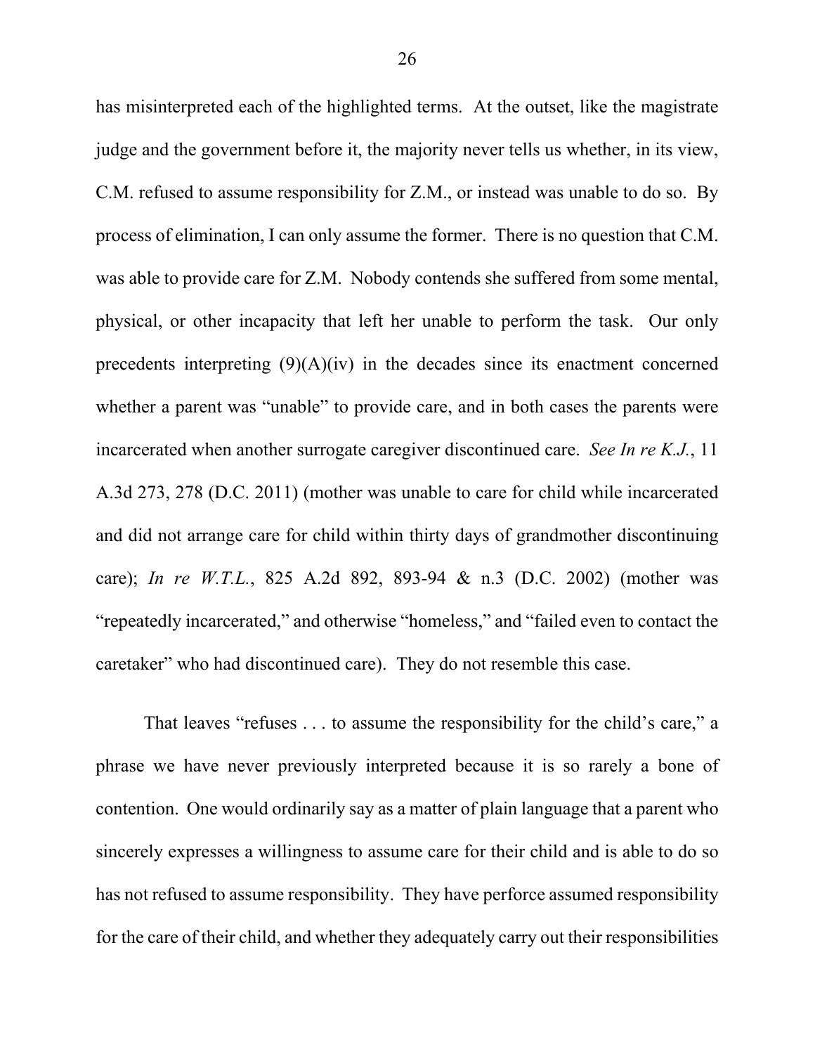has misinterpreted each of the highlighted terms. At the outset, like the magistrate judge and the government before it, the majority never tells us whether, in its view, C.M. refused to assume responsibility for Z.M., or instead was unable to do so. By process of elimination, I can only assume the former. There is no question that C.M. was able to provide care for Z.M. Nobody contends she suffered from some mental, physical, or other incapacity that left her unable to perform the task. Our only precedents interpreting (9)(A)(iv) in the decades since its enactment concerned whether a parent was "unable" to provide care, and in both cases the parents were incarcerated when another surrogate caregiver discontinued care. *See In re K.J.*, 11 A.3d 273, 278 (D.C. 2011) (mother was unable to care for child while incarcerated and did not arrange care for child within thirty days of grandmother discontinuing care); *In re W.T.L.*, 825 A.2d 892, 893-94 & n.3 (D.C. 2002) (mother was "repeatedly incarcerated," and otherwise "homeless," and "failed even to contact the caretaker" who had discontinued care). They do not resemble this case.

That leaves "refuses . . . to assume the responsibility for the child's care," a phrase we have never previously interpreted because it is so rarely a bone of contention. One would ordinarily say as a matter of plain language that a parent who sincerely expresses a willingness to assume care for their child and is able to do so has not refused to assume responsibility. They have perforce assumed responsibility for the care of their child, and whether they adequately carry out their responsibilities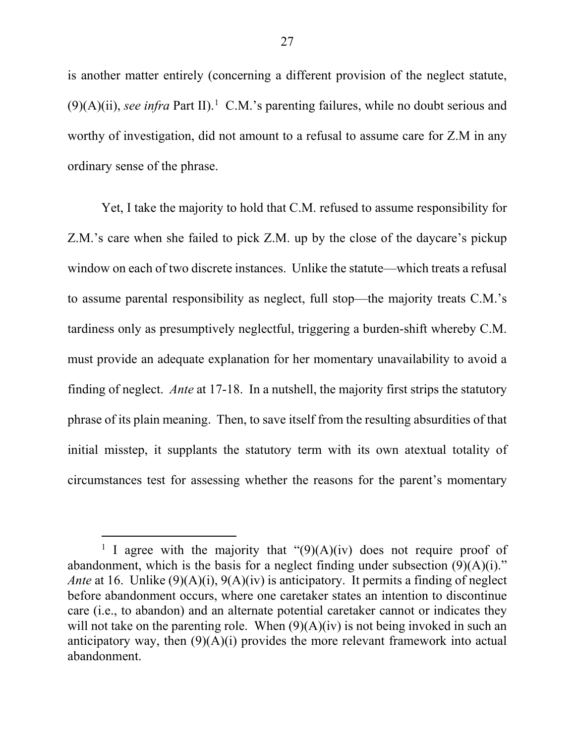is another matter entirely (concerning a different provision of the neglect statute, (9)(A)(ii), *see infra* Part II).[1] C.M.'s parenting failures, while no doubt serious and worthy of investigation, did not amount to a refusal to assume care for Z.M in any ordinary sense of the phrase.

Yet, I take the majority to hold that C.M. refused to assume responsibility for Z.M.'s care when she failed to pick Z.M. up by the close of the daycare's pickup window on each of two discrete instances. Unlike the statute—which treats a refusal to assume parental responsibility as neglect, full stop—the majority treats C.M.'s tardiness only as presumptively neglectful, triggering a burden-shift whereby C.M. must provide an adequate explanation for her momentary unavailability to avoid a finding of neglect. *Ante* at 17-18. In a nutshell, the majority first strips the statutory phrase of its plain meaning. Then, to save itself from the resulting absurdities of that initial misstep, it supplants the statutory term with its own atextual totality of circumstances test for assessing whether the reasons for the parent's momentary

---

[1] I agree with the majority that "(9)(A)(iv) does not require proof of abandonment, which is the basis for a neglect finding under subsection (9)(A)(i)." *Ante* at 16. Unlike (9)(A)(i), 9(A)(iv) is anticipatory. It permits a finding of neglect before abandonment occurs, where one caretaker states an intention to discontinue care (i.e., to abandon) and an alternate potential caretaker cannot or indicates they will not take on the parenting role. When (9)(A)(iv) is not being invoked in such an anticipatory way, then (9)(A)(i) provides the more relevant framework into actual abandonment.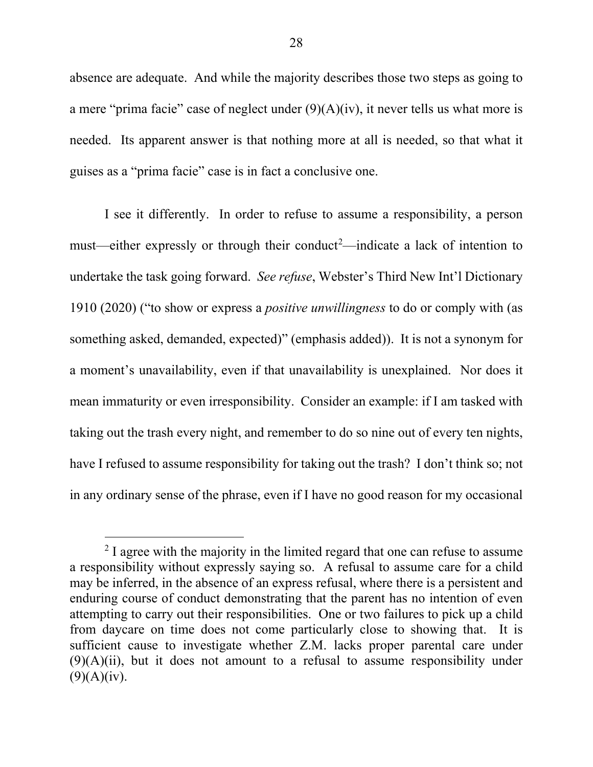absence are adequate. And while the majority describes those two steps as going to a mere "prima facie" case of neglect under (9)(A)(iv), it never tells us what more is needed. Its apparent answer is that nothing more at all is needed, so that what it guises as a "prima facie" case is in fact a conclusive one.

I see it differently. In order to refuse to assume a responsibility, a person must—either expressly or through their conduct[2]—indicate a lack of intention to undertake the task going forward. *See refuse*, Webster's Third New Int'l Dictionary 1910 (2020) ("to show or express a *positive unwillingness* to do or comply with (as something asked, demanded, expected)" (emphasis added)). It is not a synonym for a moment's unavailability, even if that unavailability is unexplained. Nor does it mean immaturity or even irresponsibility. Consider an example: if I am tasked with taking out the trash every night, and remember to do so nine out of every ten nights, have I refused to assume responsibility for taking out the trash? I don't think so; not in any ordinary sense of the phrase, even if I have no good reason for my occasional

---

[2] I agree with the majority in the limited regard that one can refuse to assume a responsibility without expressly saying so. A refusal to assume care for a child may be inferred, in the absence of an express refusal, where there is a persistent and enduring course of conduct demonstrating that the parent has no intention of even attempting to carry out their responsibilities. One or two failures to pick up a child from daycare on time does not come particularly close to showing that. It is sufficient cause to investigate whether Z.M. lacks proper parental care under (9)(A)(ii), but it does not amount to a refusal to assume responsibility under (9)(A)(iv).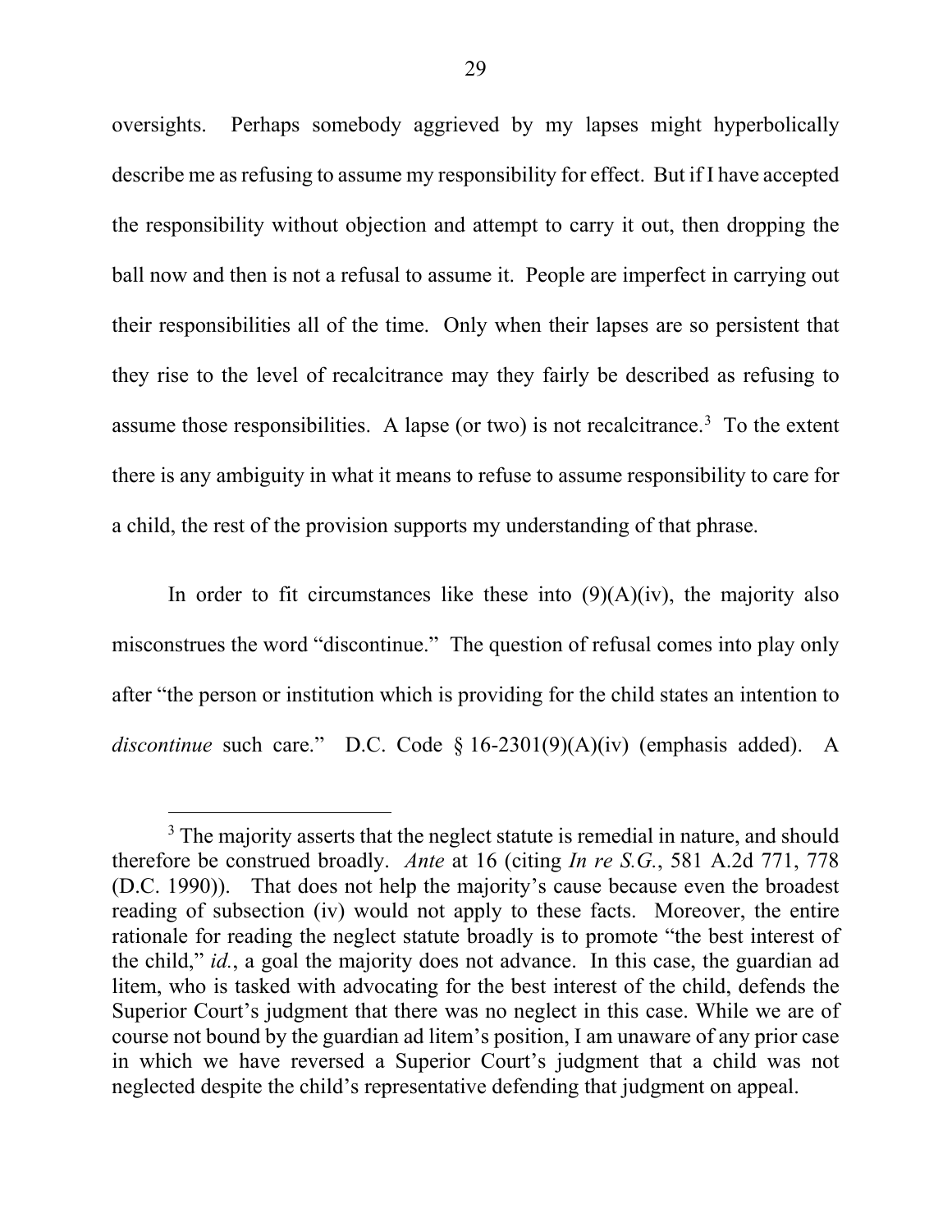oversights. Perhaps somebody aggrieved by my lapses might hyperbolically describe me as refusing to assume my responsibility for effect. But if I have accepted the responsibility without objection and attempt to carry it out, then dropping the ball now and then is not a refusal to assume it. People are imperfect in carrying out their responsibilities all of the time. Only when their lapses are so persistent that they rise to the level of recalcitrance may they fairly be described as refusing to assume those responsibilities. A lapse (or two) is not recalcitrance.[3] To the extent there is any ambiguity in what it means to refuse to assume responsibility to care for a child, the rest of the provision supports my understanding of that phrase.

In order to fit circumstances like these into (9)(A)(iv), the majority also misconstrues the word "discontinue." The question of refusal comes into play only after "the person or institution which is providing for the child states an intention to *discontinue* such care." D.C. Code § 16-2301(9)(A)(iv) (emphasis added). A

[3] The majority asserts that the neglect statute is remedial in nature, and should therefore be construed broadly. *Ante* at 16 (citing *In re S.G.*, 581 A.2d 771, 778 (D.C. 1990)). That does not help the majority's cause because even the broadest reading of subsection (iv) would not apply to these facts. Moreover, the entire rationale for reading the neglect statute broadly is to promote "the best interest of the child," *id.*, a goal the majority does not advance. In this case, the guardian ad litem, who is tasked with advocating for the best interest of the child, defends the Superior Court's judgment that there was no neglect in this case. While we are of course not bound by the guardian ad litem's position, I am unaware of any prior case in which we have reversed a Superior Court's judgment that a child was not neglected despite the child's representative defending that judgment on appeal.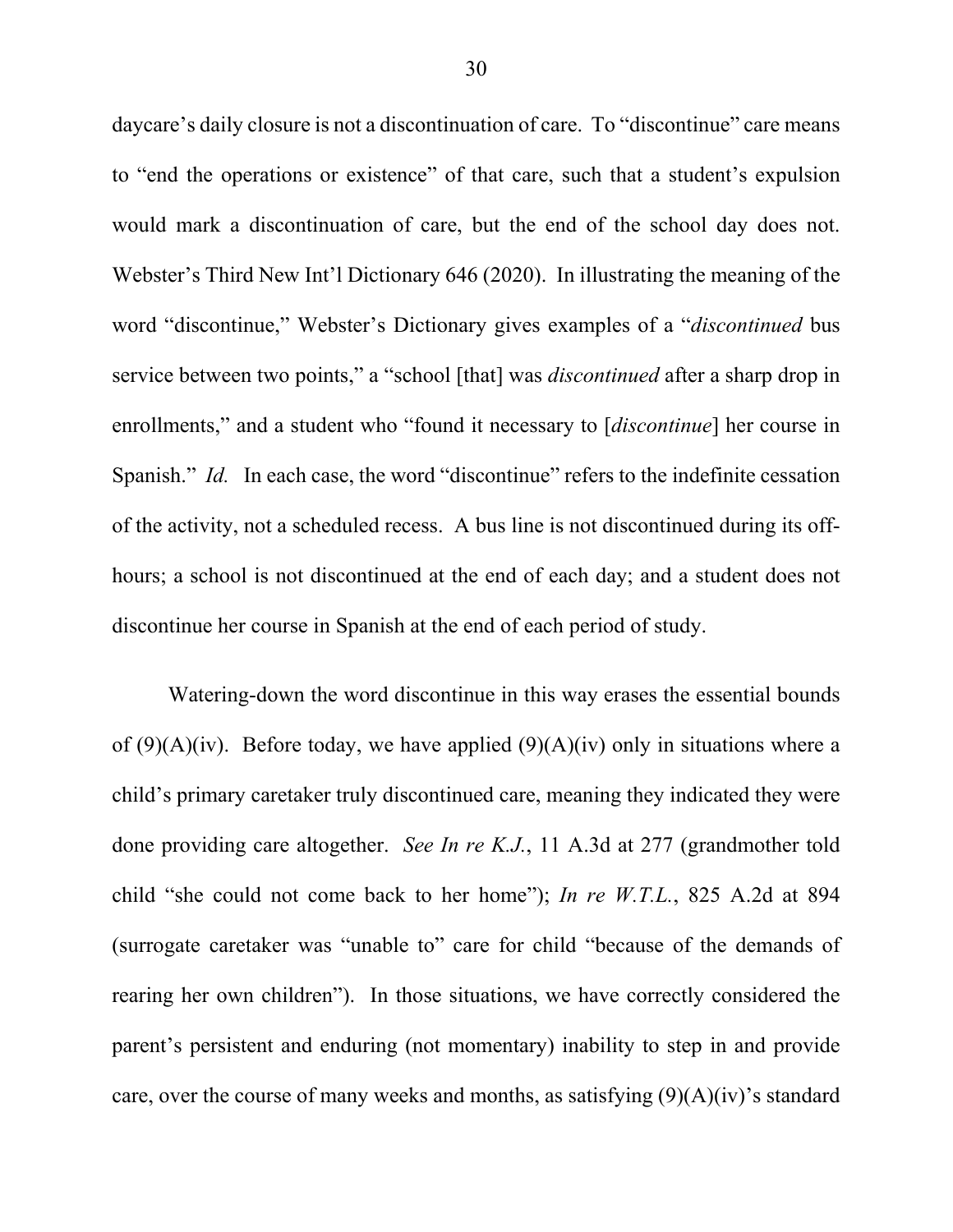daycare's daily closure is not a discontinuation of care. To "discontinue" care means to "end the operations or existence" of that care, such that a student's expulsion would mark a discontinuation of care, but the end of the school day does not. Webster's Third New Int'l Dictionary 646 (2020). In illustrating the meaning of the word "discontinue," Webster's Dictionary gives examples of a "*discontinued* bus service between two points," a "school [that] was *discontinued* after a sharp drop in enrollments," and a student who "found it necessary to [*discontinue*] her course in Spanish." *Id.* In each case, the word "discontinue" refers to the indefinite cessation of the activity, not a scheduled recess. A bus line is not discontinued during its off-hours; a school is not discontinued at the end of each day; and a student does not discontinue her course in Spanish at the end of each period of study.

Watering-down the word discontinue in this way erases the essential bounds of (9)(A)(iv). Before today, we have applied (9)(A)(iv) only in situations where a child's primary caretaker truly discontinued care, meaning they indicated they were done providing care altogether. *See In re K.J.*, 11 A.3d at 277 (grandmother told child "she could not come back to her home"); *In re W.T.L.*, 825 A.2d at 894 (surrogate caretaker was "unable to" care for child "because of the demands of rearing her own children"). In those situations, we have correctly considered the parent's persistent and enduring (not momentary) inability to step in and provide care, over the course of many weeks and months, as satisfying (9)(A)(iv)'s standard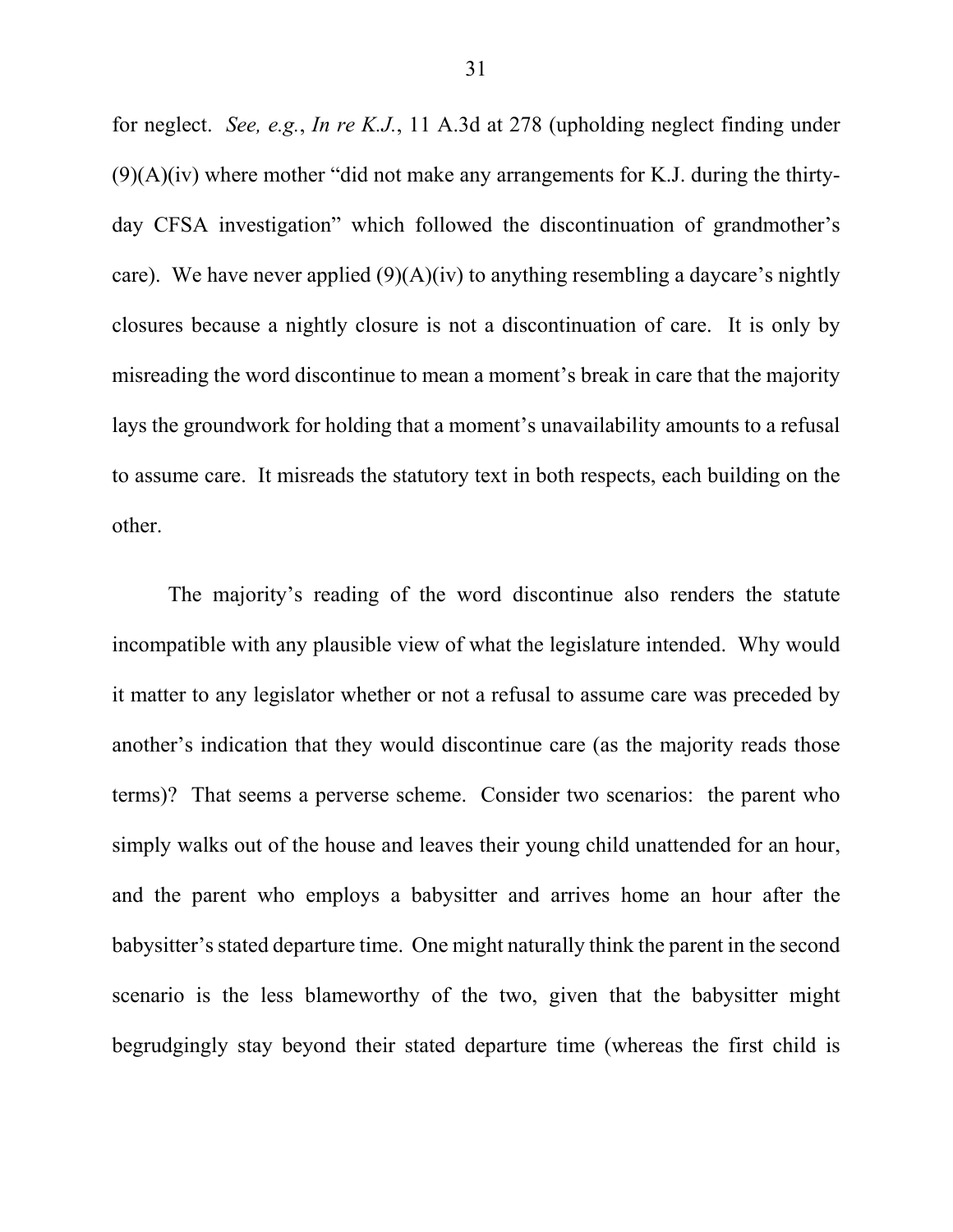for neglect. *See, e.g.*, *In re K.J.*, 11 A.3d at 278 (upholding neglect finding under (9)(A)(iv) where mother "did not make any arrangements for K.J. during the thirty-day CFSA investigation" which followed the discontinuation of grandmother's care). We have never applied (9)(A)(iv) to anything resembling a daycare's nightly closures because a nightly closure is not a discontinuation of care. It is only by misreading the word discontinue to mean a moment's break in care that the majority lays the groundwork for holding that a moment's unavailability amounts to a refusal to assume care. It misreads the statutory text in both respects, each building on the other.

The majority's reading of the word discontinue also renders the statute incompatible with any plausible view of what the legislature intended. Why would it matter to any legislator whether or not a refusal to assume care was preceded by another's indication that they would discontinue care (as the majority reads those terms)? That seems a perverse scheme. Consider two scenarios: the parent who simply walks out of the house and leaves their young child unattended for an hour, and the parent who employs a babysitter and arrives home an hour after the babysitter's stated departure time. One might naturally think the parent in the second scenario is the less blameworthy of the two, given that the babysitter might begrudgingly stay beyond their stated departure time (whereas the first child is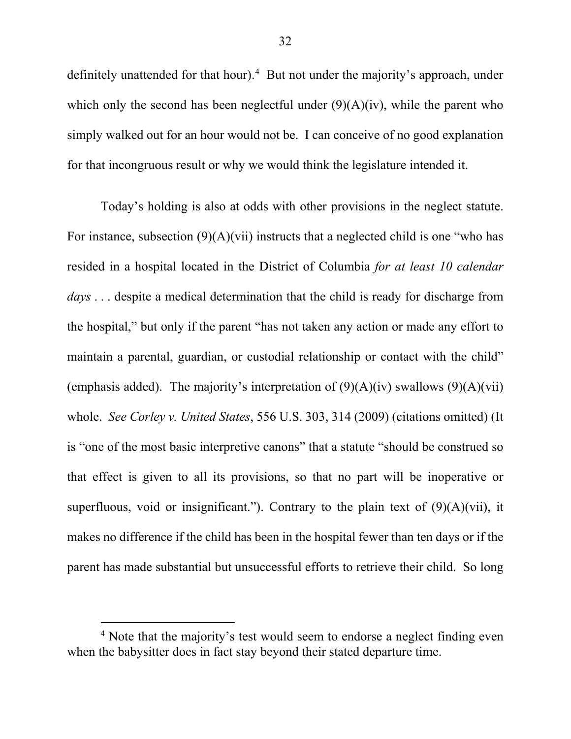definitely unattended for that hour).[4] But not under the majority's approach, under which only the second has been neglectful under (9)(A)(iv), while the parent who simply walked out for an hour would not be. I can conceive of no good explanation for that incongruous result or why we would think the legislature intended it.

Today's holding is also at odds with other provisions in the neglect statute. For instance, subsection (9)(A)(vii) instructs that a neglected child is one "who has resided in a hospital located in the District of Columbia *for at least 10 calendar days* . . . despite a medical determination that the child is ready for discharge from the hospital," but only if the parent "has not taken any action or made any effort to maintain a parental, guardian, or custodial relationship or contact with the child" (emphasis added). The majority's interpretation of (9)(A)(iv) swallows (9)(A)(vii) whole. *See Corley v. United States*, 556 U.S. 303, 314 (2009) (citations omitted) (It is "one of the most basic interpretive canons" that a statute "should be construed so that effect is given to all its provisions, so that no part will be inoperative or superfluous, void or insignificant."). Contrary to the plain text of (9)(A)(vii), it makes no difference if the child has been in the hospital fewer than ten days or if the parent has made substantial but unsuccessful efforts to retrieve their child. So long

[4] Note that the majority's test would seem to endorse a neglect finding even when the babysitter does in fact stay beyond their stated departure time.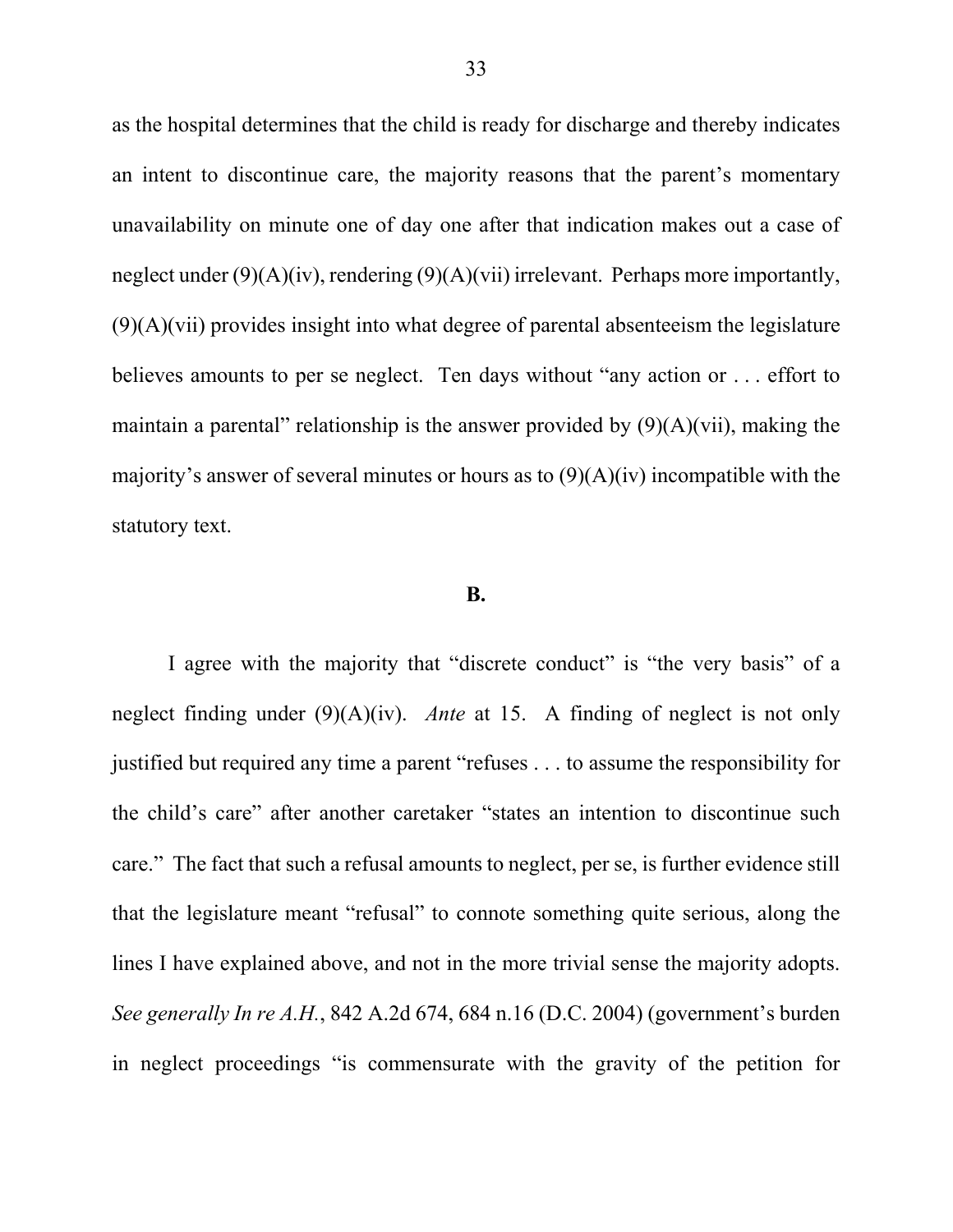as the hospital determines that the child is ready for discharge and thereby indicates an intent to discontinue care, the majority reasons that the parent's momentary unavailability on minute one of day one after that indication makes out a case of neglect under (9)(A)(iv), rendering (9)(A)(vii) irrelevant. Perhaps more importantly, (9)(A)(vii) provides insight into what degree of parental absenteeism the legislature believes amounts to per se neglect. Ten days without "any action or . . . effort to maintain a parental" relationship is the answer provided by (9)(A)(vii), making the majority's answer of several minutes or hours as to (9)(A)(iv) incompatible with the statutory text.

**B.**

I agree with the majority that "discrete conduct" is "the very basis" of a neglect finding under (9)(A)(iv). *Ante* at 15. A finding of neglect is not only justified but required any time a parent "refuses . . . to assume the responsibility for the child's care" after another caretaker "states an intention to discontinue such care." The fact that such a refusal amounts to neglect, per se, is further evidence still that the legislature meant "refusal" to connote something quite serious, along the lines I have explained above, and not in the more trivial sense the majority adopts. *See generally In re A.H.*, 842 A.2d 674, 684 n.16 (D.C. 2004) (government's burden in neglect proceedings "is commensurate with the gravity of the petition for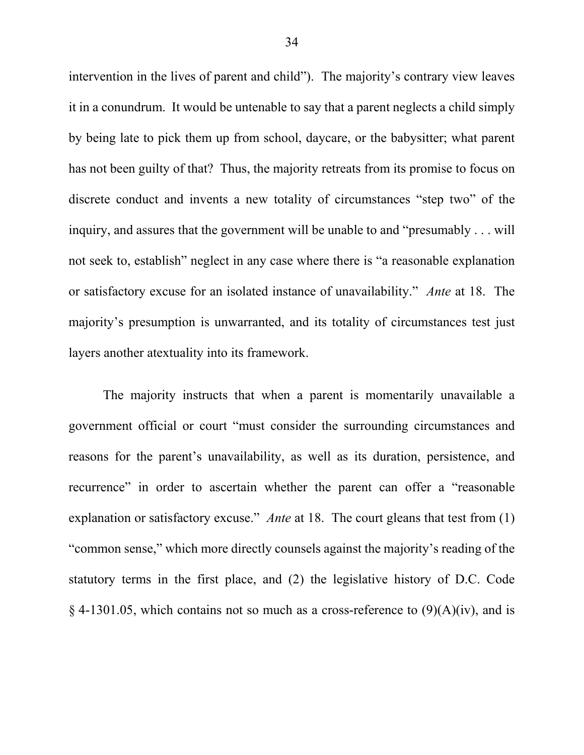intervention in the lives of parent and child"). The majority's contrary view leaves it in a conundrum. It would be untenable to say that a parent neglects a child simply by being late to pick them up from school, daycare, or the babysitter; what parent has not been guilty of that? Thus, the majority retreats from its promise to focus on discrete conduct and invents a new totality of circumstances "step two" of the inquiry, and assures that the government will be unable to and "presumably . . . will not seek to, establish" neglect in any case where there is "a reasonable explanation or satisfactory excuse for an isolated instance of unavailability." *Ante* at 18. The majority's presumption is unwarranted, and its totality of circumstances test just layers another atextuality into its framework.

The majority instructs that when a parent is momentarily unavailable a government official or court "must consider the surrounding circumstances and reasons for the parent's unavailability, as well as its duration, persistence, and recurrence" in order to ascertain whether the parent can offer a "reasonable explanation or satisfactory excuse." *Ante* at 18. The court gleans that test from (1) "common sense," which more directly counsels against the majority's reading of the statutory terms in the first place, and (2) the legislative history of D.C. Code § 4-1301.05, which contains not so much as a cross-reference to (9)(A)(iv), and is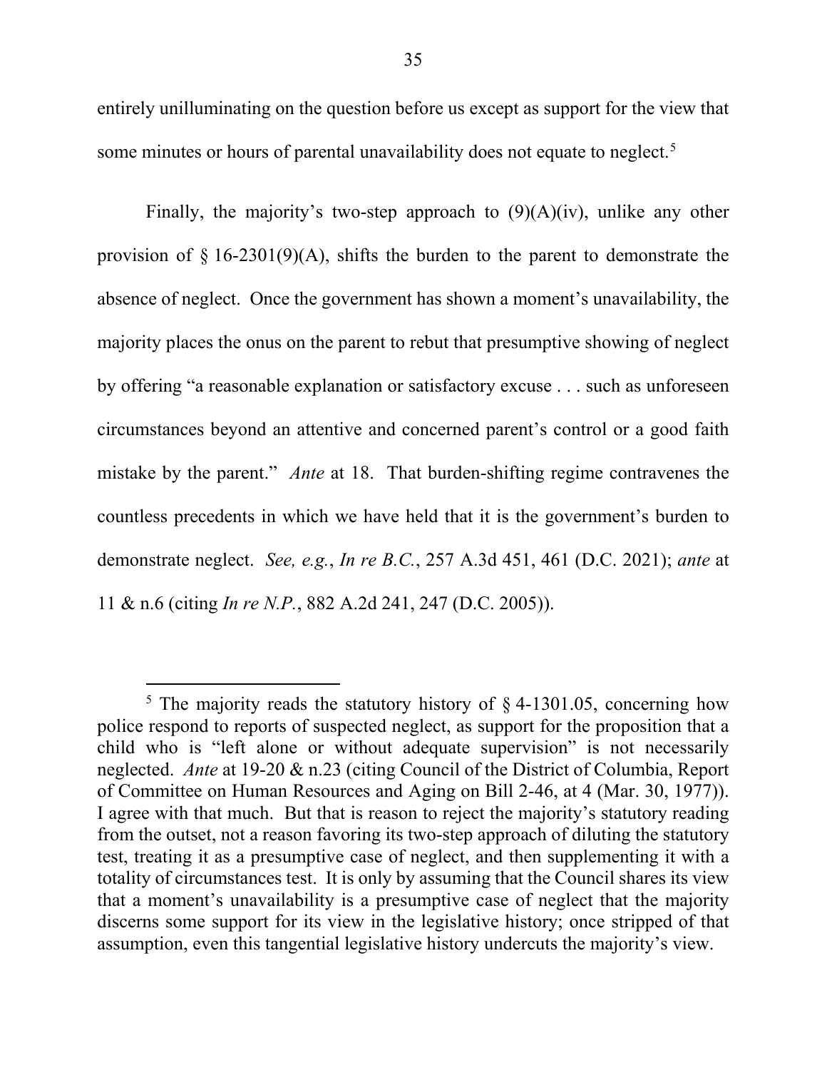entirely unilluminating on the question before us except as support for the view that some minutes or hours of parental unavailability does not equate to neglect.[5]

Finally, the majority's two-step approach to (9)(A)(iv), unlike any other provision of § 16-2301(9)(A), shifts the burden to the parent to demonstrate the absence of neglect. Once the government has shown a moment's unavailability, the majority places the onus on the parent to rebut that presumptive showing of neglect by offering "a reasonable explanation or satisfactory excuse . . . such as unforeseen circumstances beyond an attentive and concerned parent's control or a good faith mistake by the parent." *Ante* at 18. That burden-shifting regime contravenes the countless precedents in which we have held that it is the government's burden to demonstrate neglect. *See, e.g.*, *In re B.C.*, 257 A.3d 451, 461 (D.C. 2021); *ante* at 11 & n.6 (citing *In re N.P.*, 882 A.2d 241, 247 (D.C. 2005)).

---

[5] The majority reads the statutory history of § 4-1301.05, concerning how police respond to reports of suspected neglect, as support for the proposition that a child who is "left alone or without adequate supervision" is not necessarily neglected. *Ante* at 19-20 & n.23 (citing Council of the District of Columbia, Report of Committee on Human Resources and Aging on Bill 2-46, at 4 (Mar. 30, 1977)). I agree with that much. But that is reason to reject the majority's statutory reading from the outset, not a reason favoring its two-step approach of diluting the statutory test, treating it as a presumptive case of neglect, and then supplementing it with a totality of circumstances test. It is only by assuming that the Council shares its view that a moment's unavailability is a presumptive case of neglect that the majority discerns some support for its view in the legislative history; once stripped of that assumption, even this tangential legislative history undercuts the majority's view.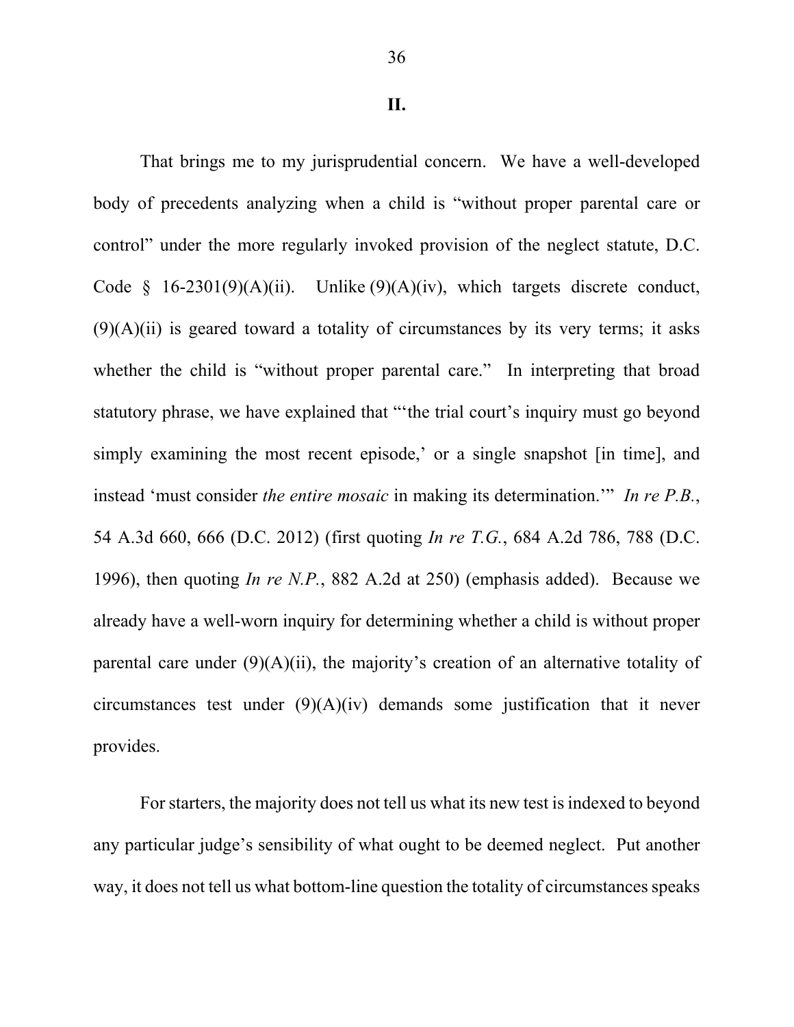## II.

That brings me to my jurisprudential concern. We have a well-developed body of precedents analyzing when a child is "without proper parental care or control" under the more regularly invoked provision of the neglect statute, D.C. Code § 16-2301(9)(A)(ii). Unlike (9)(A)(iv), which targets discrete conduct, (9)(A)(ii) is geared toward a totality of circumstances by its very terms; it asks whether the child is "without proper parental care." In interpreting that broad statutory phrase, we have explained that "'the trial court's inquiry must go beyond simply examining the most recent episode,' or a single snapshot [in time], and instead 'must consider *the entire mosaic* in making its determination.'" *In re P.B.*, 54 A.3d 660, 666 (D.C. 2012) (first quoting *In re T.G.*, 684 A.2d 786, 788 (D.C. 1996), then quoting *In re N.P.*, 882 A.2d at 250) (emphasis added). Because we already have a well-worn inquiry for determining whether a child is without proper parental care under (9)(A)(ii), the majority's creation of an alternative totality of circumstances test under (9)(A)(iv) demands some justification that it never provides.

For starters, the majority does not tell us what its new test is indexed to beyond any particular judge's sensibility of what ought to be deemed neglect. Put another way, it does not tell us what bottom-line question the totality of circumstances speaks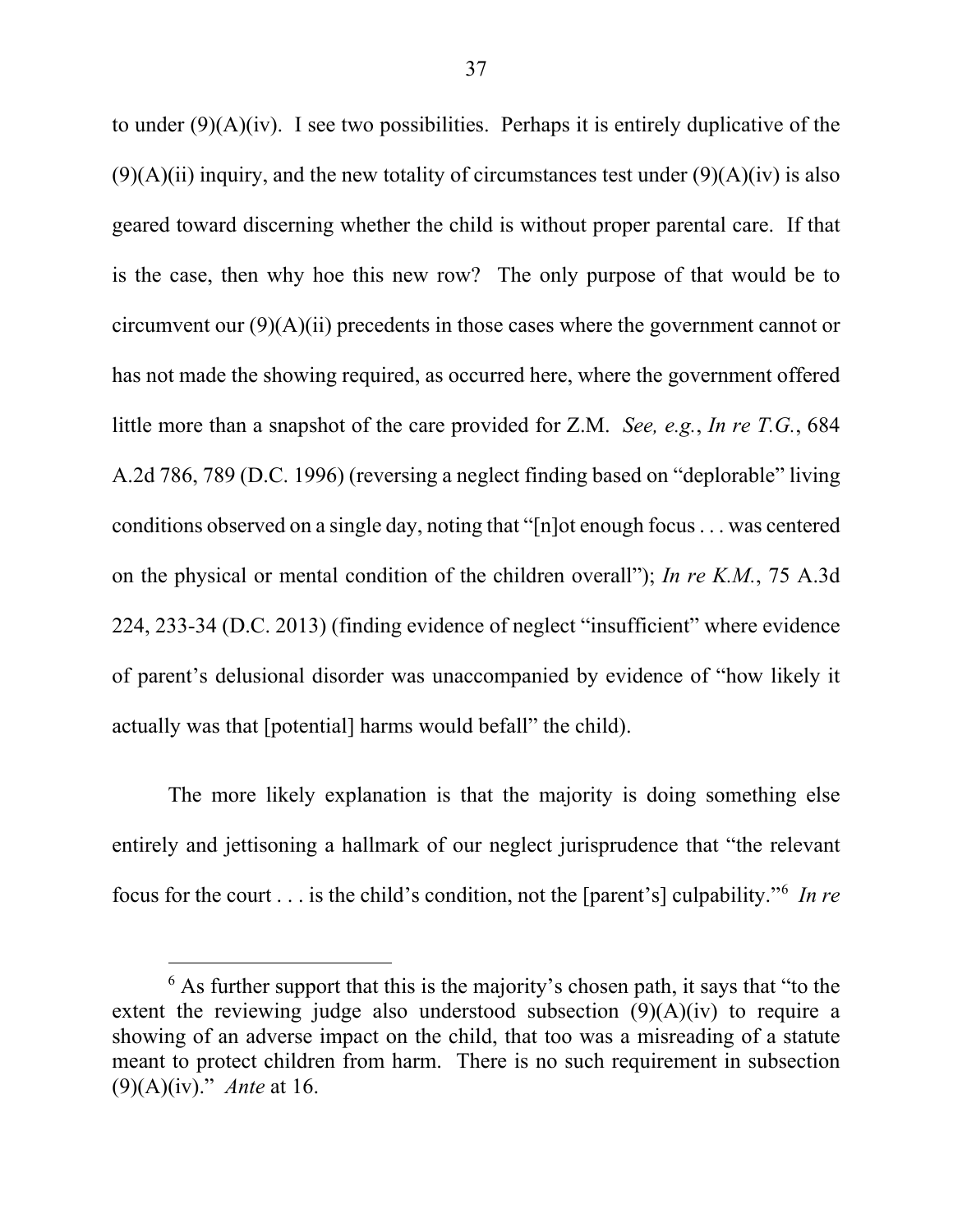to under (9)(A)(iv). I see two possibilities. Perhaps it is entirely duplicative of the (9)(A)(ii) inquiry, and the new totality of circumstances test under (9)(A)(iv) is also geared toward discerning whether the child is without proper parental care. If that is the case, then why hoe this new row? The only purpose of that would be to circumvent our (9)(A)(ii) precedents in those cases where the government cannot or has not made the showing required, as occurred here, where the government offered little more than a snapshot of the care provided for Z.M. *See, e.g.*, *In re T.G.*, 684 A.2d 786, 789 (D.C. 1996) (reversing a neglect finding based on "deplorable" living conditions observed on a single day, noting that "[n]ot enough focus . . . was centered on the physical or mental condition of the children overall"); *In re K.M.*, 75 A.3d 224, 233-34 (D.C. 2013) (finding evidence of neglect "insufficient" where evidence of parent's delusional disorder was unaccompanied by evidence of "how likely it actually was that [potential] harms would befall" the child).

The more likely explanation is that the majority is doing something else entirely and jettisoning a hallmark of our neglect jurisprudence that "the relevant focus for the court . . . is the child's condition, not the [parent's] culpability."[6] *In re*

---

[6] As further support that this is the majority's chosen path, it says that "to the extent the reviewing judge also understood subsection (9)(A)(iv) to require a showing of an adverse impact on the child, that too was a misreading of a statute meant to protect children from harm. There is no such requirement in subsection (9)(A)(iv)." *Ante* at 16.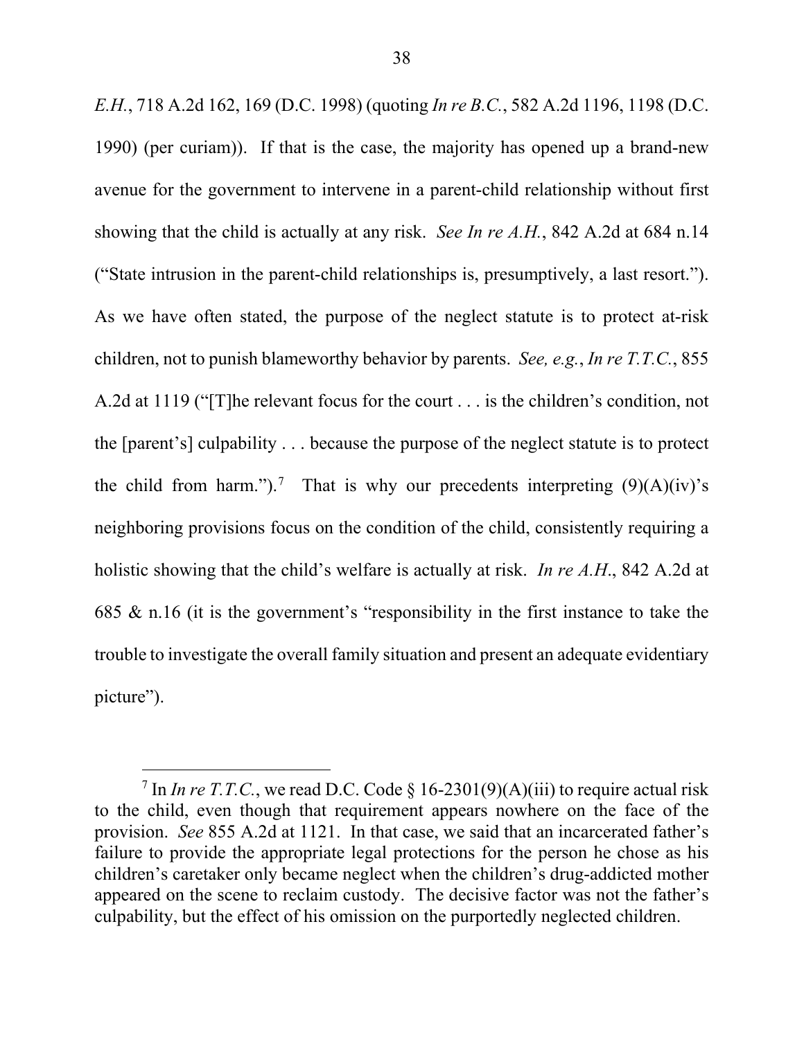*E.H.*, 718 A.2d 162, 169 (D.C. 1998) (quoting *In re B.C.*, 582 A.2d 1196, 1198 (D.C. 1990) (per curiam)). If that is the case, the majority has opened up a brand-new avenue for the government to intervene in a parent-child relationship without first showing that the child is actually at any risk. *See In re A.H.*, 842 A.2d at 684 n.14 ("State intrusion in the parent-child relationships is, presumptively, a last resort."). As we have often stated, the purpose of the neglect statute is to protect at-risk children, not to punish blameworthy behavior by parents. *See, e.g.*, *In re T.T.C.*, 855 A.2d at 1119 ("[T]he relevant focus for the court . . . is the children's condition, not the [parent's] culpability . . . because the purpose of the neglect statute is to protect the child from harm.").[7] That is why our precedents interpreting (9)(A)(iv)'s neighboring provisions focus on the condition of the child, consistently requiring a holistic showing that the child's welfare is actually at risk. *In re A.H.*, 842 A.2d at 685 & n.16 (it is the government's "responsibility in the first instance to take the trouble to investigate the overall family situation and present an adequate evidentiary picture").

---

[7] In *In re T.T.C.*, we read D.C. Code § 16-2301(9)(A)(iii) to require actual risk to the child, even though that requirement appears nowhere on the face of the provision. *See* 855 A.2d at 1121. In that case, we said that an incarcerated father's failure to provide the appropriate legal protections for the person he chose as his children's caretaker only became neglect when the children's drug-addicted mother appeared on the scene to reclaim custody. The decisive factor was not the father's culpability, but the effect of his omission on the purportedly neglected children.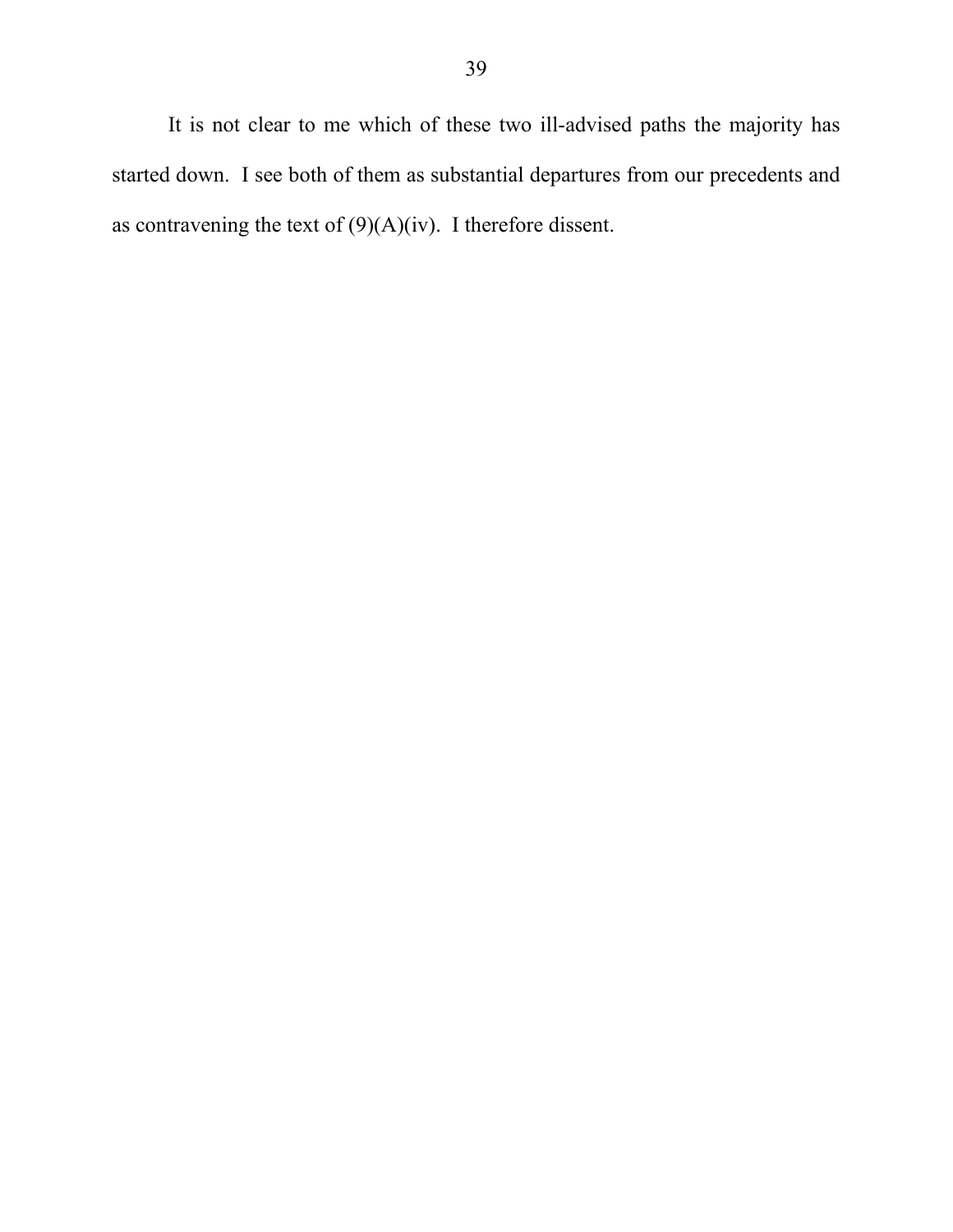It is not clear to me which of these two ill-advised paths the majority has started down. I see both of them as substantial departures from our precedents and as contravening the text of (9)(A)(iv). I therefore dissent.